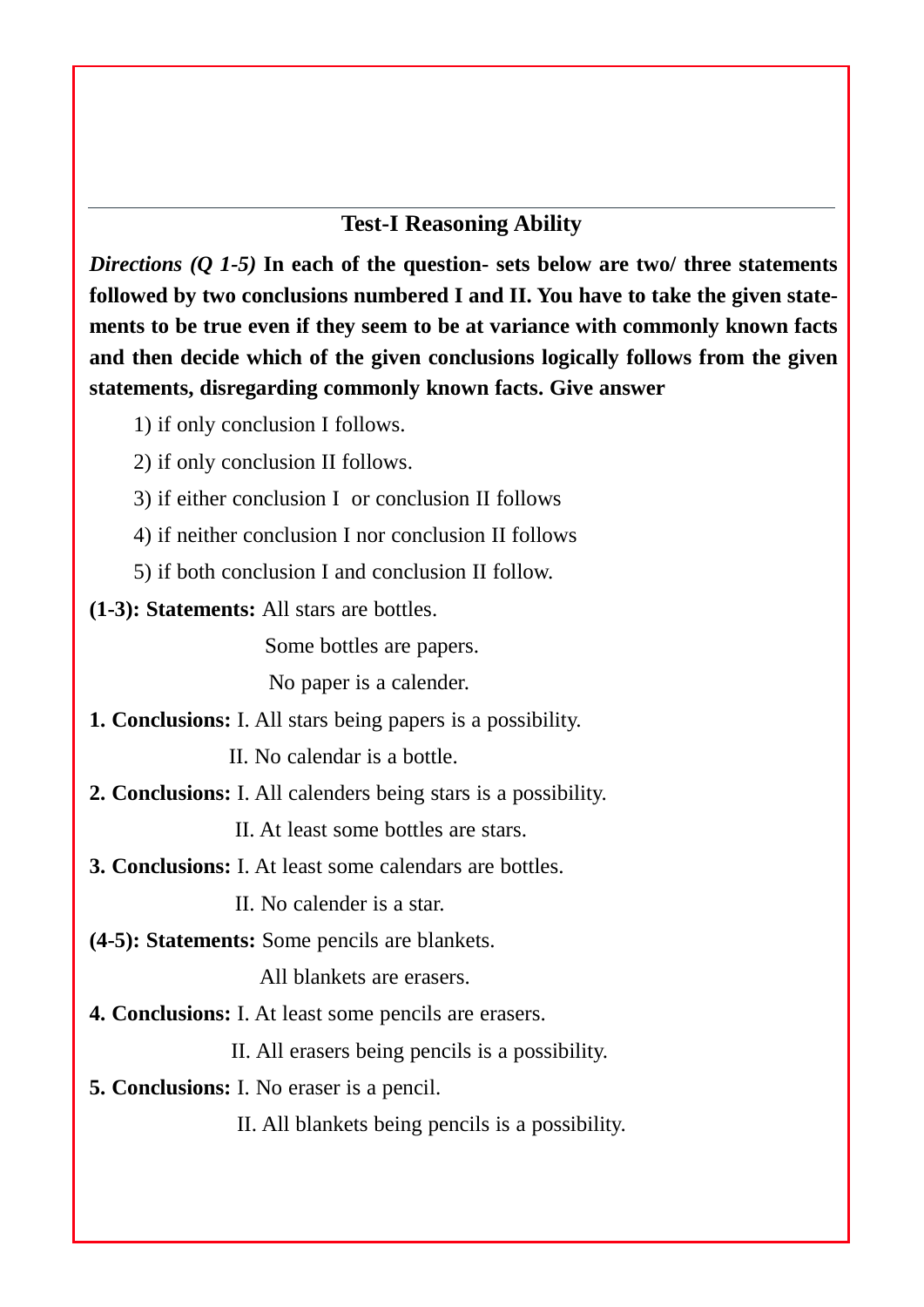## Test-I Reasoning Ability

*Directions (Q 1-5)* **In each of the question- sets below are two/ three statements followed by two conclusions numbered I and II. You have to take the given statements to be true even if they seem to be at variance with commonly known facts and then decide which of the given conclusions logically follows from the given statements, disregarding commonly known facts. Give answer**

1) if only conclusion I follows.

2) if only conclusion II follows.

3) if either conclusion I or conclusion II follows

4) if neither conclusion I nor conclusion II follows

5) if both conclusion I and conclusion II follow.

**(1-3): Statements:** All stars are bottles.

Some bottles are papers.

No paper is a calender.

**1. Conclusions:** I. All stars being papers is a possibility.

II. No calendar is a bottle.

**2. Conclusions:** I. All calenders being stars is a possibility.

II. At least some bottles are stars.

**3. Conclusions:** I. At least some calendars are bottles.

II. No calender is a star.

**(4-5): Statements:** Some pencils are blankets.

All blankets are erasers.

**4. Conclusions:** I. At least some pencils are erasers.

II. All erasers being pencils is a possibility.

**5. Conclusions:** I. No eraser is a pencil.

II. All blankets being pencils is a possibility.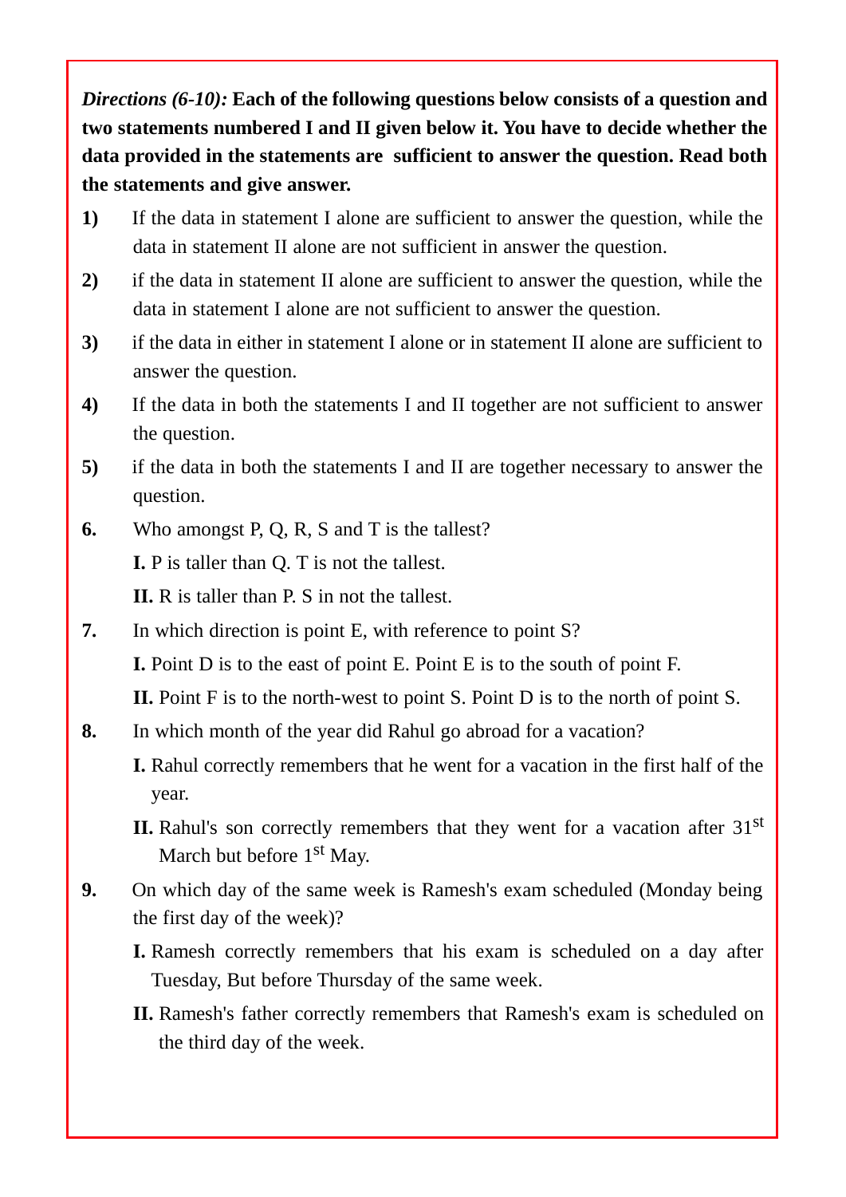***Directions (6-10):*** **Each of the following questions below consists of a question and two statements numbered I and II given below it. You have to decide whether the data provided in the statements are sufficient to answer the question. Read both the statements and give answer.**

**1)** If the data in statement I alone are sufficient to answer the question, while the data in statement II alone are not sufficient in answer the question.

**2)** if the data in statement II alone are sufficient to answer the question, while the data in statement I alone are not sufficient to answer the question.

**3)** if the data in either in statement I alone or in statement II alone are sufficient to answer the question.

**4)** If the data in both the statements I and II together are not sufficient to answer the question.

**5)** if the data in both the statements I and II are together necessary to answer the question.

**6.** Who amongst P, Q, R, S and T is the tallest?

**I.** P is taller than Q. T is not the tallest.

**II.** R is taller than P. S in not the tallest.

**7.** In which direction is point E, with reference to point S?

**I.** Point D is to the east of point E. Point E is to the south of point F.

**II.** Point F is to the north-west to point S. Point D is to the north of point S.

**8.** In which month of the year did Rahul go abroad for a vacation?

**I.** Rahul correctly remembers that he went for a vacation in the first half of the year.

**II.** Rahul's son correctly remembers that they went for a vacation after 31st March but before 1st May.

**9.** On which day of the same week is Ramesh's exam scheduled (Monday being the first day of the week)?

**I.** Ramesh correctly remembers that his exam is scheduled on a day after Tuesday, But before Thursday of the same week.

**II.** Ramesh's father correctly remembers that Ramesh's exam is scheduled on the third day of the week.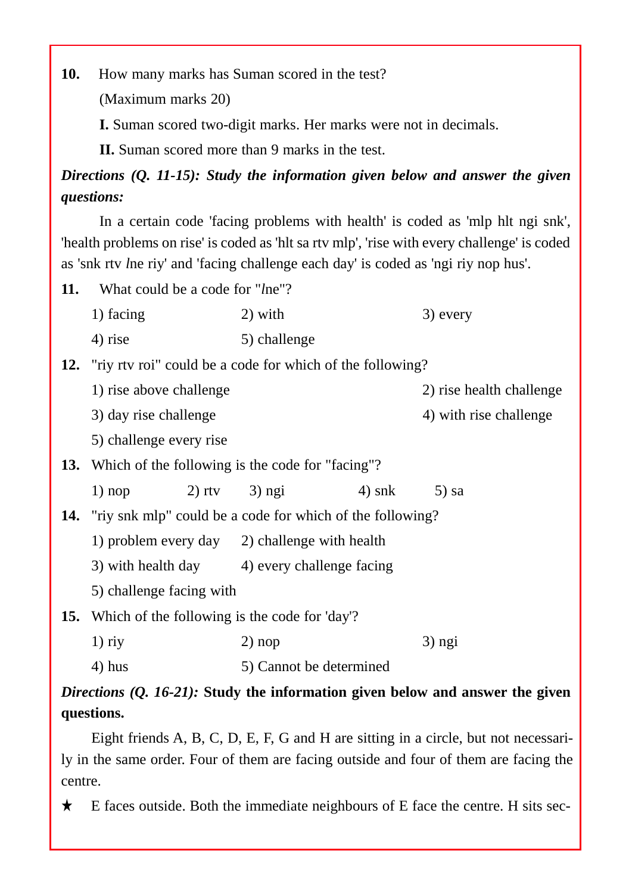**10.** How many marks has Suman scored in the test?

(Maximum marks 20)

**I.** Suman scored two-digit marks. Her marks were not in decimals.

**II.** Suman scored more than 9 marks in the test.

***Directions (Q. 11-15): Study the information given below and answer the given questions:***

In a certain code 'facing problems with health' is coded as 'mlp hlt ngi snk', 'health problems on rise' is coded as 'hlt sa rtv mlp', 'rise with every challenge' is coded as 'snk rtv *l*ne riy' and 'facing challenge each day' is coded as 'ngi riy nop hus'.

**11.** What could be a code for "*l*ne"?

1) facing  2) with  3) every

4) rise  5) challenge

**12.** "riy rtv roi" could be a code for which of the following?

1) rise above challenge  2) rise health challenge

3) day rise challenge  4) with rise challenge

5) challenge every rise

**13.** Which of the following is the code for "facing"?

1) nop  2) rtv  3) ngi  4) snk  5) sa

**14.** "riy snk mlp" could be a code for which of the following?

1) problem every day  2) challenge with health

3) with health day  4) every challenge facing

5) challenge facing with

**15.** Which of the following is the code for 'day'?

1) riy  2) nop  3) ngi

4) hus  5) Cannot be determined

***Directions (Q. 16-21):*** **Study the information given below and answer the given questions.**

Eight friends A, B, C, D, E, F, G and H are sitting in a circle, but not necessarily in the same order. Four of them are facing outside and four of them are facing the centre.

★ E faces outside. Both the immediate neighbours of E face the centre. H sits sec-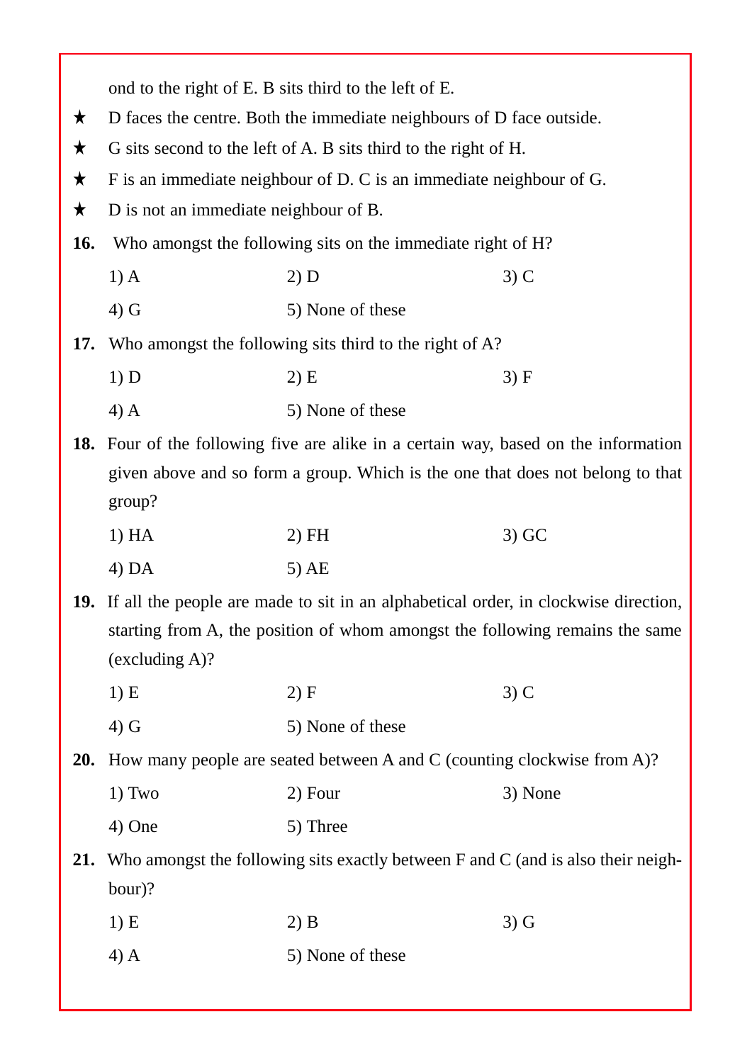ond to the right of E. B sits third to the left of E.

★ D faces the centre. Both the immediate neighbours of D face outside.

★ G sits second to the left of A. B sits third to the right of H.

★ F is an immediate neighbour of D. C is an immediate neighbour of G.

★ D is not an immediate neighbour of B.

**16.** Who amongst the following sits on the immediate right of H?

1) A 2) D 3) C
4) G 5) None of these

**17.** Who amongst the following sits third to the right of A?

1) D 2) E 3) F
4) A 5) None of these

**18.** Four of the following five are alike in a certain way, based on the information given above and so form a group. Which is the one that does not belong to that group?

1) HA 2) FH 3) GC
4) DA 5) AE

**19.** If all the people are made to sit in an alphabetical order, in clockwise direction, starting from A, the position of whom amongst the following remains the same (excluding A)?

1) E 2) F 3) C
4) G 5) None of these

**20.** How many people are seated between A and C (counting clockwise from A)?

1) Two 2) Four 3) None
4) One 5) Three

**21.** Who amongst the following sits exactly between F and C (and is also their neighbour)?

1) E 2) B 3) G
4) A 5) None of these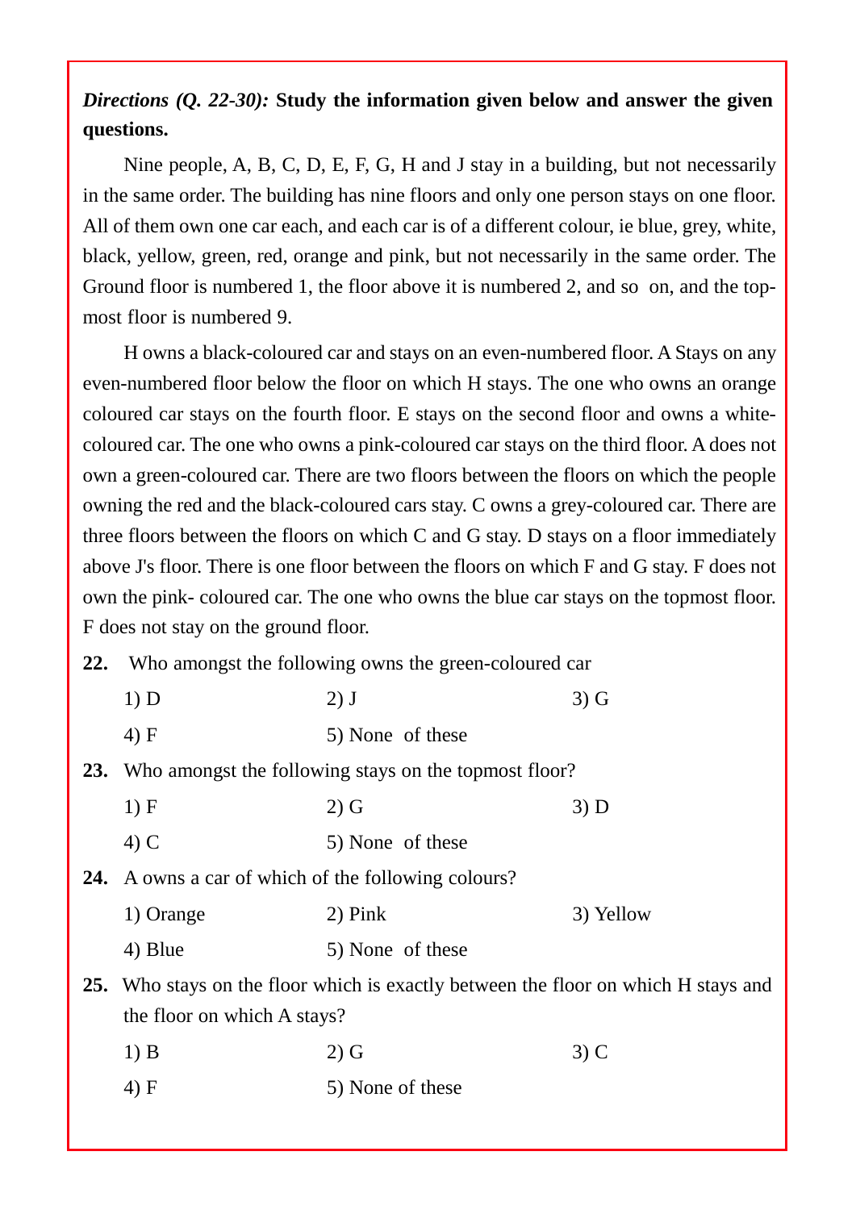***Directions (Q. 22-30):*** **Study the information given below and answer the given questions.**

Nine people, A, B, C, D, E, F, G, H and J stay in a building, but not necessarily in the same order. The building has nine floors and only one person stays on one floor. All of them own one car each, and each car is of a different colour, ie blue, grey, white, black, yellow, green, red, orange and pink, but not necessarily in the same order. The Ground floor is numbered 1, the floor above it is numbered 2, and so on, and the top-most floor is numbered 9.

H owns a black-coloured car and stays on an even-numbered floor. A Stays on any even-numbered floor below the floor on which H stays. The one who owns an orange coloured car stays on the fourth floor. E stays on the second floor and owns a white-coloured car. The one who owns a pink-coloured car stays on the third floor. A does not own a green-coloured car. There are two floors between the floors on which the people owning the red and the black-coloured cars stay. C owns a grey-coloured car. There are three floors between the floors on which C and G stay. D stays on a floor immediately above J's floor. There is one floor between the floors on which F and G stay. F does not own the pink- coloured car. The one who owns the blue car stays on the topmost floor. F does not stay on the ground floor.

**22.** Who amongst the following owns the green-coloured car

1) D  2) J  3) G
4) F  5) None of these

**23.** Who amongst the following stays on the topmost floor?

1) F  2) G  3) D
4) C  5) None of these

**24.** A owns a car of which of the following colours?

1) Orange  2) Pink  3) Yellow
4) Blue  5) None of these

**25.** Who stays on the floor which is exactly between the floor on which H stays and the floor on which A stays?

1) B  2) G  3) C
4) F  5) None of these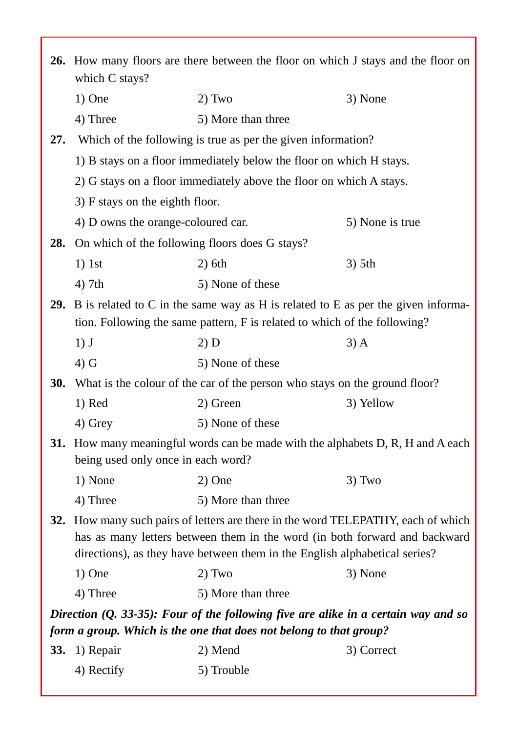**26.** How many floors are there between the floor on which J stays and the floor on which C stays?

1) One  2) Two  3) None

4) Three  5) More than three

**27.** Which of the following is true as per the given information?

1) B stays on a floor immediately below the floor on which H stays.

2) G stays on a floor immediately above the floor on which A stays.

3) F stays on the eighth floor.

4) D owns the orange-coloured car.  5) None is true

**28.** On which of the following floors does G stays?

1) 1st  2) 6th  3) 5th

4) 7th  5) None of these

**29.** B is related to C in the same way as H is related to E as per the given information. Following the same pattern, F is related to which of the following?

1) J  2) D  3) A

4) G  5) None of these

**30.** What is the colour of the car of the person who stays on the ground floor?

1) Red  2) Green  3) Yellow

4) Grey  5) None of these

**31.** How many meaningful words can be made with the alphabets D, R, H and A each being used only once in each word?

1) None  2) One  3) Two

4) Three  5) More than three

**32.** How many such pairs of letters are there in the word TELEPATHY, each of which has as many letters between them in the word (in both forward and backward directions), as they have between them in the English alphabetical series?

1) One  2) Two  3) None

4) Three  5) More than three

***Direction (Q. 33-35): Four of the following five are alike in a certain way and so form a group. Which is the one that does not belong to that group?***

**33.** 1) Repair  2) Mend  3) Correct

4) Rectify  5) Trouble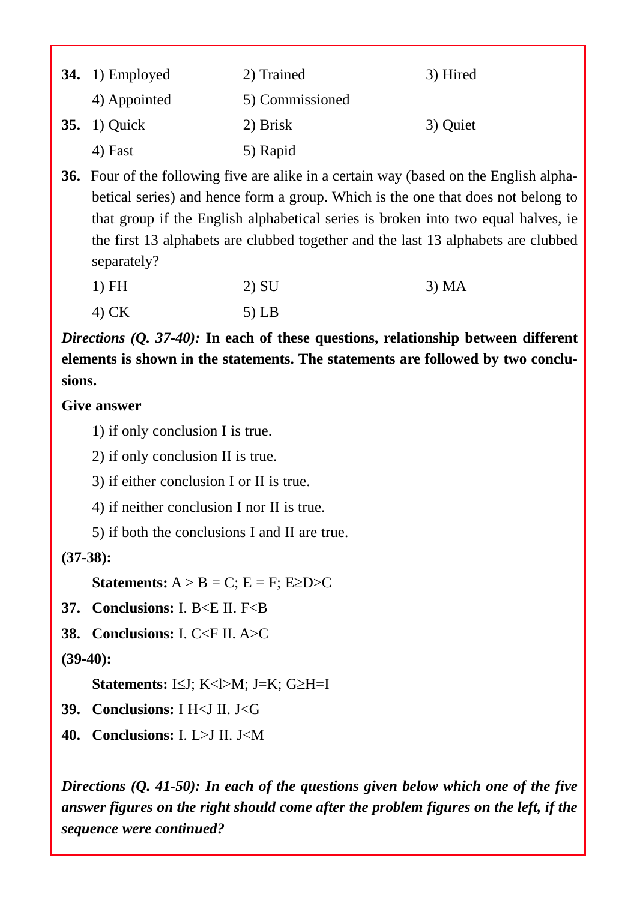**34.** 1) Employed 2) Trained 3) Hired
4) Appointed 5) Commissioned

**35.** 1) Quick 2) Brisk 3) Quiet
4) Fast 5) Rapid

**36.** Four of the following five are alike in a certain way (based on the English alphabetical series) and hence form a group. Which is the one that does not belong to that group if the English alphabetical series is broken into two equal halves, ie the first 13 alphabets are clubbed together and the last 13 alphabets are clubbed separately?

1) FH 2) SU 3) MA
4) CK 5) LB

***Directions (Q. 37-40):*** **In each of these questions, relationship between different elements is shown in the statements. The statements are followed by two conclusions.**

**Give answer**

1) if only conclusion I is true.
2) if only conclusion II is true.
3) if either conclusion I or II is true.
4) if neither conclusion I nor II is true.
5) if both the conclusions I and II are true.

**(37-38):**

**Statements:** $A > B = C$; $E = F$; $E \geq D > C$

**37.** **Conclusions:** I. $B < E$ II. $F < B$

**38.** **Conclusions:** I. $C < F$ II. $A > C$

**(39-40):**

**Statements:** $I \leq J$; $K < l > M$; $J = K$; $G \geq H = I$

**39.** **Conclusions:** I $H < J$ II. $J < G$

**40.** **Conclusions:** I. $L > J$ II. $J < M$

***Directions (Q. 41-50): In each of the questions given below which one of the five answer figures on the right should come after the problem figures on the left, if the sequence were continued?***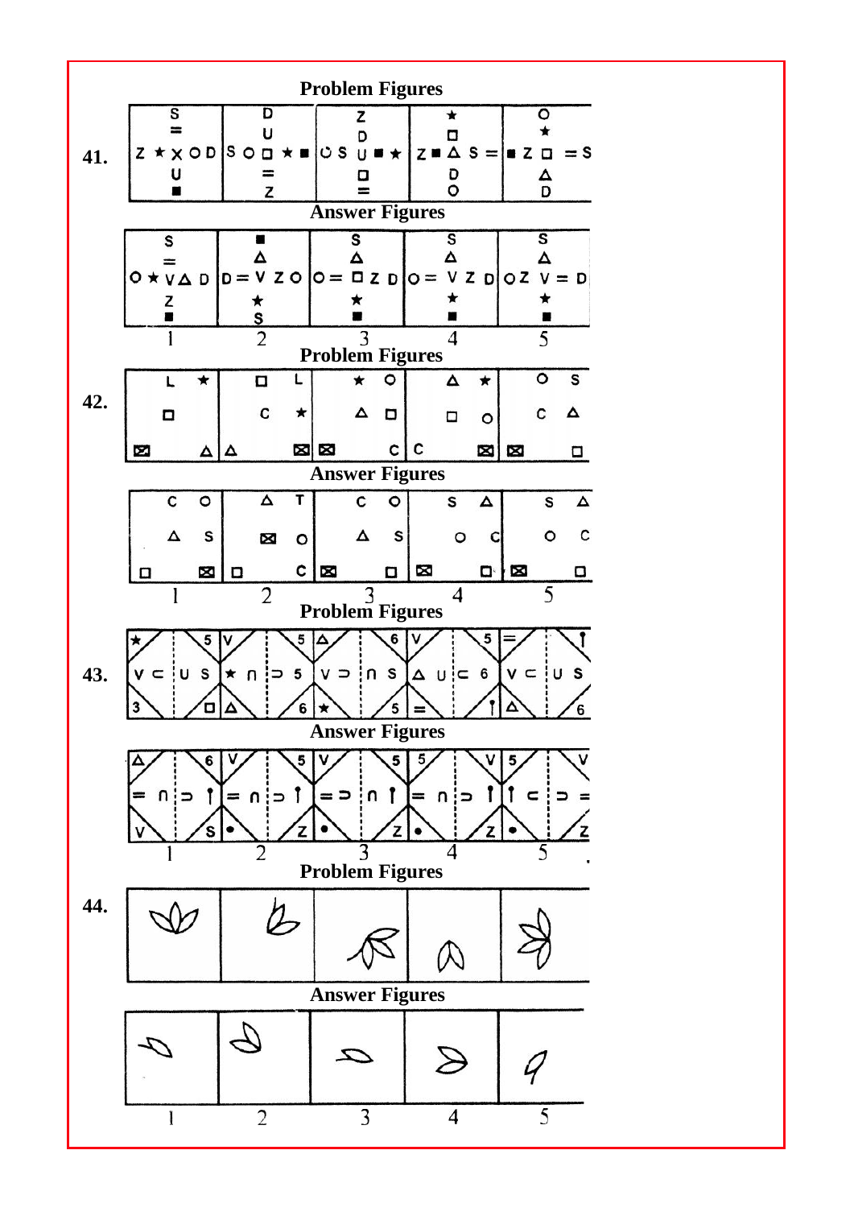**Problem Figures**

**41.**

| S = Z ★ X O D U ■ | D U S O ◻ ★ ■ = Z | Z D ∪ S U ■ ★ ◻ = | ★ ◻ Z ■ △ S = D O | O ★ ■ Z ◻ = S △ D |
|---|---|---|---|---|

**Answer Figures**

| S = O ★ V △ D Z ■ | ■ △ D = V Z O ★ S | S △ O = ◻ Z D ★ ■ | S △ O = V Z D ★ ■ | S △ O Z V = D ★ ■ |
|---|---|---|---|---|
| 1 | 2 | 3 | 4 | 5 |

**Problem Figures**

**42.**

| L ★ ◻ ⊠ △ | ◻ L C ★ △ ⊠ | ★ O △ ◻ ⊠ C | △ ★ ◻ O C ⊠ | O S C △ ⊠ ◻ |
|---|---|---|---|---|

**Answer Figures**

| C O △ S ◻ ⊠ | △ T ⊠ O ◻ C | C O △ S ⊠ ◻ | S △ O C ⊠ ◻ | S △ O C ⊠ ◻ |
|---|---|---|---|---|
| 1 | 2 | 3 | 4 | 5 |

**Problem Figures**

**43.**

| ★ 5 V ⊂ U S 3 ◻ | V 5 ★ ∩ ⊃ 5 △ 6 | △ 6 V ⊃ ∩ S ★ 5 | V 5 △ U ⊂ 6 = ↑ | = ↑ V ⊂ U S △ 6 |
|---|---|---|---|---|

**Answer Figures**

| △ 6 = ∩ ⊃ ↑ V S | V 5 = ∩ ⊃ ↑ • Z | V 5 = ⊃ ∩ ↑ • Z | 5 V = ∩ ⊃ ↑ • Z | 5 V ↑ ⊂ ⊃ = • Z |
|---|---|---|---|---|
| 1 | 2 | 3 | 4 | 5 |

**Problem Figures**

**44.**

**Answer Figures**

| 1 | 2 | 3 | 4 | 5 |
|---|---|---|---|---|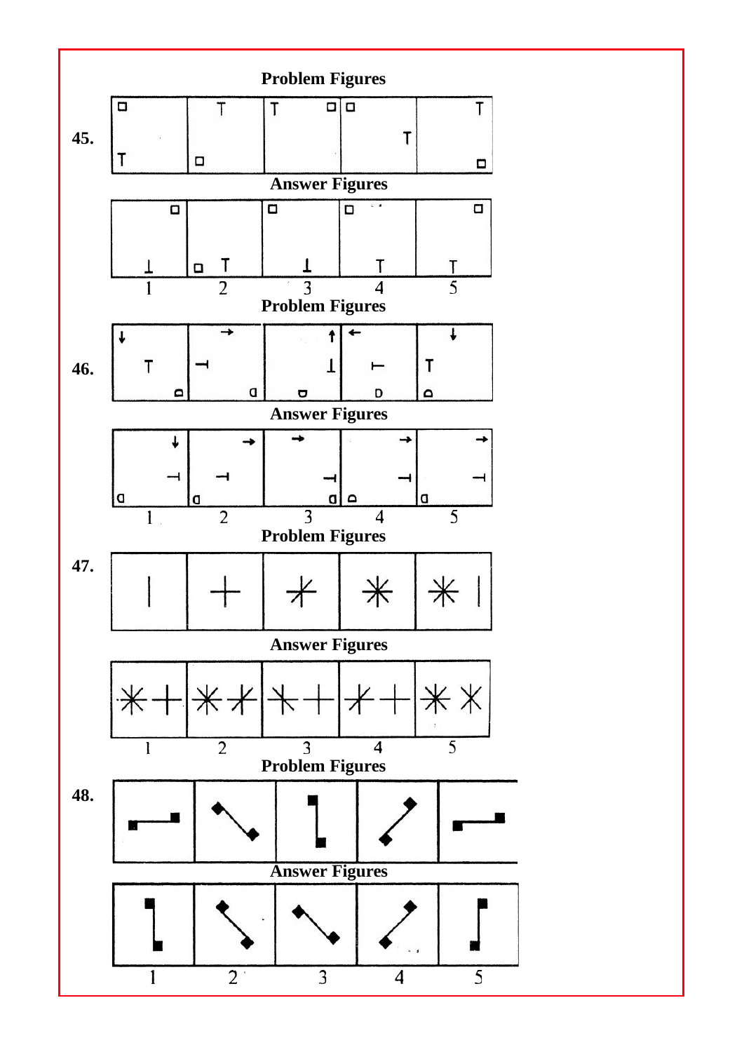**Problem Figures**

**45.**

**Answer Figures**

1 2 3 4 5

**Problem Figures**

**46.**

**Answer Figures**

1 2 3 4 5

**Problem Figures**

**47.**

**Answer Figures**

1 2 3 4 5

**Problem Figures**

**48.**

**Answer Figures**

1 2 3 4 5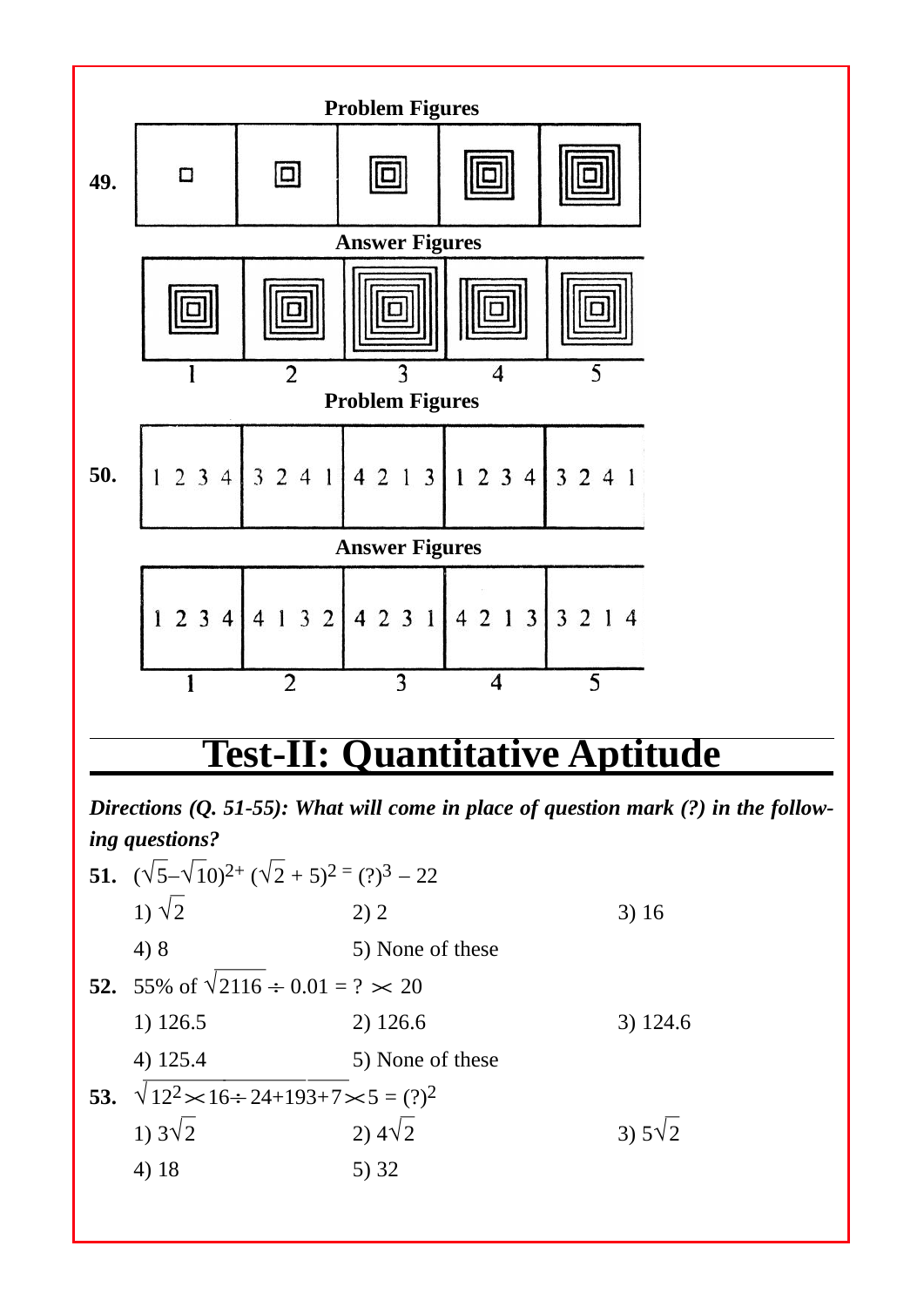**Problem Figures**

**49.**

**Answer Figures**

1 2 3 4 5

**Problem Figures**

**50.**

| 1 2 3 4 | 3 2 4 1 | 4 2 1 3 | 1 2 3 4 | 3 2 4 1 |
|---|---|---|---|---|

**Answer Figures**

| 1 2 3 4 | 4 1 3 2 | 4 2 3 1 | 4 2 1 3 | 3 2 1 4 |
|---|---|---|---|---|
| 1 | 2 | 3 | 4 | 5 |

# Test-II: Quantitative Aptitude

***Directions (Q. 51-55): What will come in place of question mark (?) in the following questions?***

**51.** $(\sqrt{5}-\sqrt{10})^{2}+(\sqrt{2}+5)^{2}=(?)^{3}-22$

1) $\sqrt{2}$ 2) 2 3) 16

4) 8 5) None of these

**52.** 55% of $\sqrt{2116}\div 0.01=?\times 20$

1) 126.5 2) 126.6 3) 124.6

4) 125.4 5) None of these

**53.** $\sqrt{12^{2}\times 16\div 24+193+7\times 5}=(?)^{2}$

1) $3\sqrt{2}$ 2) $4\sqrt{2}$ 3) $5\sqrt{2}$

4) 18 5) 32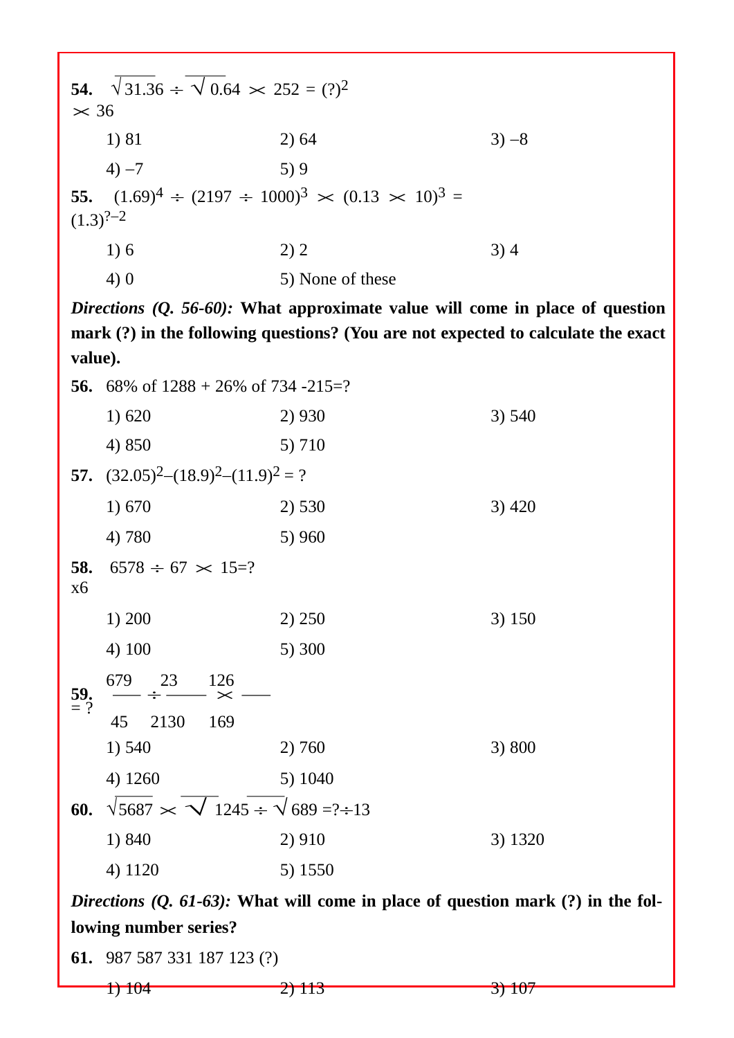**54.** $\sqrt{31.36} \div \sqrt{0.64} \times 252 = (?)^2 \times 36$

1) 81  2) 64  3) –8

4) –7  5) 9

**55.** $(1.69)^4 \div (2197 \div 1000)^3 \times (0.13 \times 10)^3 = (1.3)^{?-2}$

1) 6  2) 2  3) 4

4) 0  5) None of these

***Directions (Q. 56-60):*** **What approximate value will come in place of question mark (?) in the following questions? (You are not expected to calculate the exact value).**

**56.** 68% of 1288 + 26% of 734 -215=?

1) 620  2) 930  3) 540

4) 850  5) 710

**57.** $(32.05)^2 – (18.9)^2 – (11.9)^2 = ?$

1) 670  2) 530  3) 420

4) 780  5) 960

**58.** $6578 \div 67 \times 15 = ? \times 6$

1) 200  2) 250  3) 150

4) 100  5) 300

**59.** $\frac{679}{45} \div \frac{23}{2130} \times \frac{126}{169} = ?$

1) 540  2) 760  3) 800

4) 1260  5) 1040

**60.** $\sqrt{5687} \times \sqrt{1245} \div \sqrt{689} = ? \div 13$

1) 840  2) 910  3) 1320

4) 1120  5) 1550

***Directions (Q. 61-63):*** **What will come in place of question mark (?) in the following number series?**

**61.** 987 587 331 187 123 (?)

1) 104  2) 113  3) 107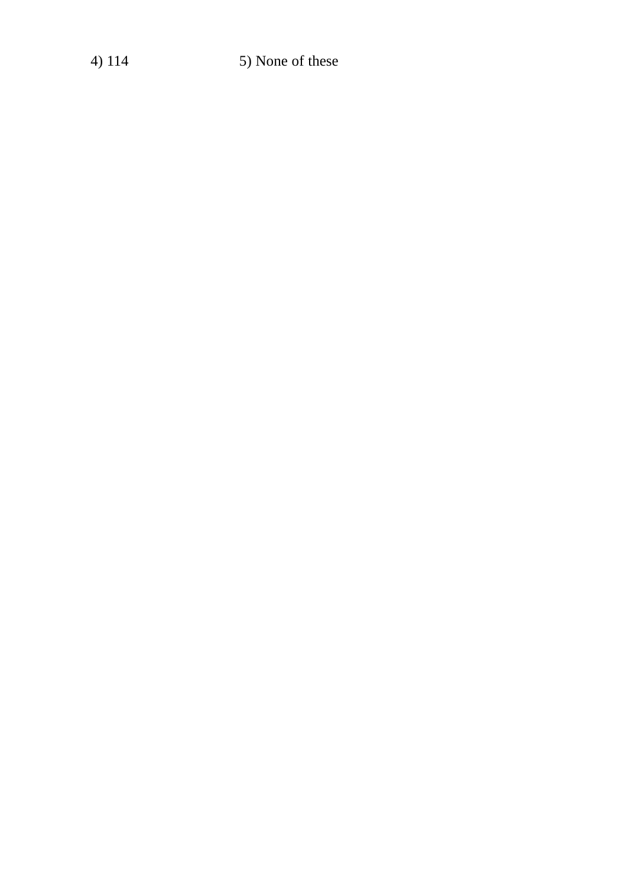4) 114 5) None of these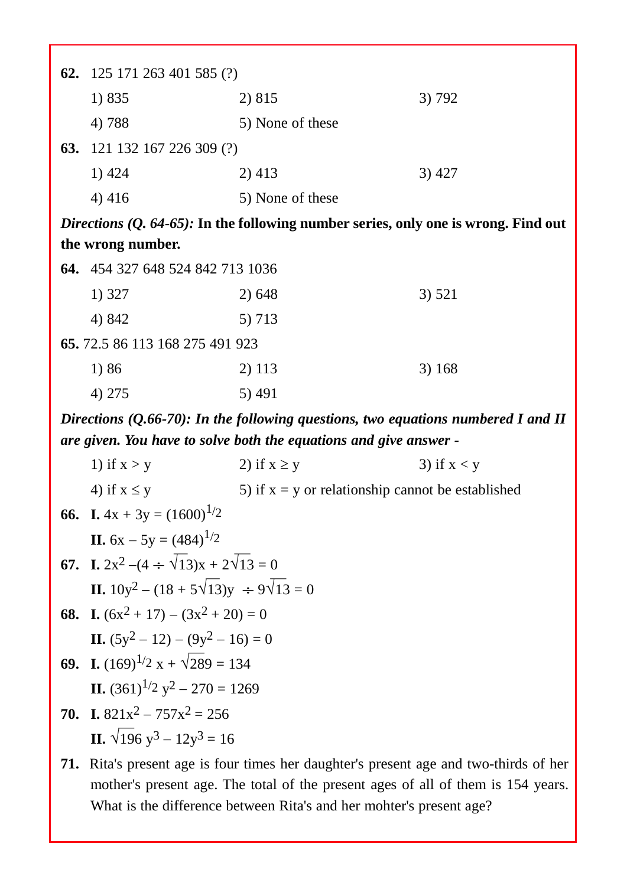**62.** 125 171 263 401 585 (?)

1) 835 2) 815 3) 792
4) 788 5) None of these

**63.** 121 132 167 226 309 (?)

1) 424 2) 413 3) 427
4) 416 5) None of these

***Directions (Q. 64-65):*** **In the following number series, only one is wrong. Find out the wrong number.**

**64.** 454 327 648 524 842 713 1036

1) 327 2) 648 3) 521
4) 842 5) 713

**65.** 72.5 86 113 168 275 491 923

1) 86 2) 113 3) 168
4) 275 5) 491

***Directions (Q.66-70): In the following questions, two equations numbered I and II are given. You have to solve both the equations and give answer -***

1) if $x > y$ 2) if $x \geq y$ 3) if $x < y$
4) if $x \leq y$ 5) if $x = y$ or relationship cannot be established

**66.** **I.** $4x + 3y = (1600)^{1/2}$

**II.** $6x - 5y = (484)^{1/2}$

**67.** **I.** $2x^2 - (4 \div \sqrt{13})x + 2\sqrt{13} = 0$

**II.** $10y^2 - (18 + 5\sqrt{13})y \div 9\sqrt{13} = 0$

**68.** **I.** $(6x^2 + 17) - (3x^2 + 20) = 0$

**II.** $(5y^2 - 12) - (9y^2 - 16) = 0$

**69.** **I.** $(169)^{1/2} x + \sqrt{289} = 134$

**II.** $(361)^{1/2} y^2 - 270 = 1269$

**70.** **I.** $821x^2 - 757x^2 = 256$

**II.** $\sqrt{196}\, y^3 - 12y^3 = 16$

**71.** Rita's present age is four times her daughter's present age and two-thirds of her mother's present age. The total of the present ages of all of them is 154 years. What is the difference between Rita's and her mohter's present age?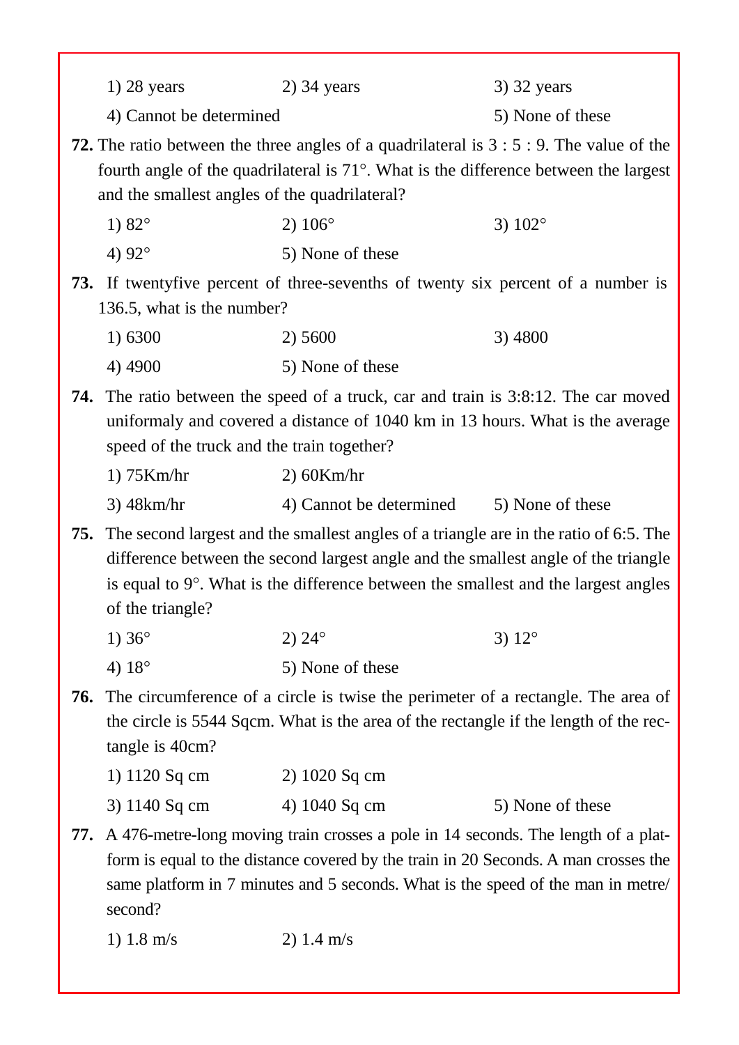1) 28 years  2) 34 years  3) 32 years

4) Cannot be determined  5) None of these

**72.** The ratio between the three angles of a quadrilateral is 3 : 5 : 9. The value of the fourth angle of the quadrilateral is 71°. What is the difference between the largest and the smallest angles of the quadrilateral?

1) 82°  2) 106°  3) 102°

4) 92°  5) None of these

**73.** If twentyfive percent of three-sevenths of twenty six percent of a number is 136.5, what is the number?

1) 6300  2) 5600  3) 4800

4) 4900  5) None of these

**74.** The ratio between the speed of a truck, car and train is 3:8:12. The car moved uniformaly and covered a distance of 1040 km in 13 hours. What is the average speed of the truck and the train together?

1) 75Km/hr  2) 60Km/hr

3) 48km/hr  4) Cannot be determined  5) None of these

**75.** The second largest and the smallest angles of a triangle are in the ratio of 6:5. The difference between the second largest angle and the smallest angle of the triangle is equal to 9°. What is the difference between the smallest and the largest angles of the triangle?

1) 36°  2) 24°  3) 12°

4) 18°  5) None of these

**76.** The circumference of a circle is twise the perimeter of a rectangle. The area of the circle is 5544 Sqcm. What is the area of the rectangle if the length of the rectangle is 40cm?

1) 1120 Sq cm  2) 1020 Sq cm

3) 1140 Sq cm  4) 1040 Sq cm  5) None of these

**77.** A 476-metre-long moving train crosses a pole in 14 seconds. The length of a platform is equal to the distance covered by the train in 20 Seconds. A man crosses the same platform in 7 minutes and 5 seconds. What is the speed of the man in metre/second?

1) 1.8 m/s  2) 1.4 m/s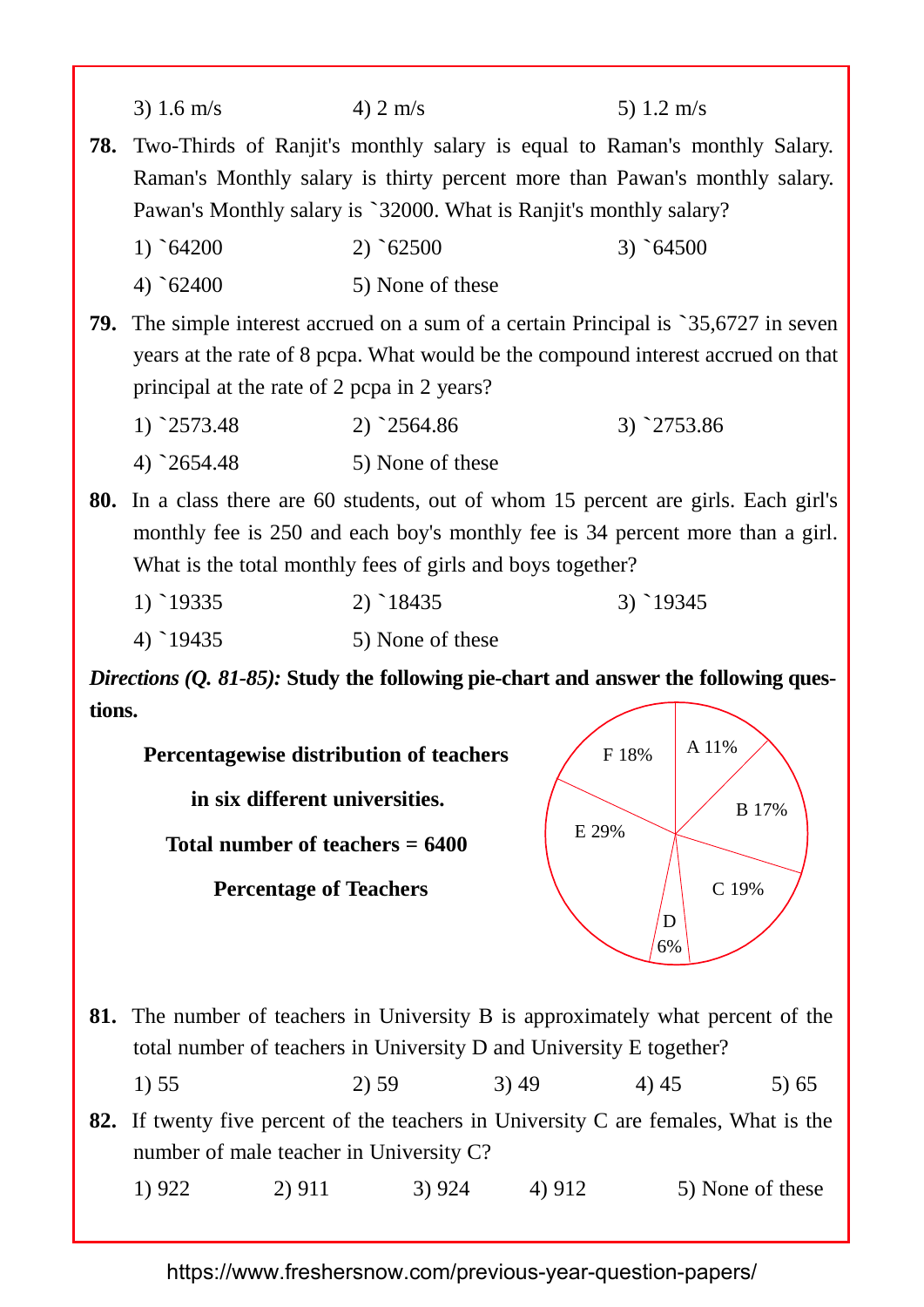3) 1.6 m/s  4) 2 m/s  5) 1.2 m/s

**78.** Two-Thirds of Ranjit's monthly salary is equal to Raman's monthly Salary. Raman's Monthly salary is thirty percent more than Pawan's monthly salary. Pawan's Monthly salary is `32000. What is Ranjit's monthly salary?

1) `64200  2) `62500  3) `64500

4) `62400  5) None of these

**79.** The simple interest accrued on a sum of a certain Principal is `35,6727 in seven years at the rate of 8 pcpa. What would be the compound interest accrued on that principal at the rate of 2 pcpa in 2 years?

1) `2573.48  2) `2564.86  3) `2753.86

4) `2654.48  5) None of these

**80.** In a class there are 60 students, out of whom 15 percent are girls. Each girl's monthly fee is 250 and each boy's monthly fee is 34 percent more than a girl. What is the total monthly fees of girls and boys together?

1) `19335  2) `18435  3) `19345

4) `19435  5) None of these

***Directions (Q. 81-85):*** **Study the following pie-chart and answer the following questions.**

**Percentagewise distribution of teachers in six different universities.**

**Total number of teachers = 6400**

**Percentage of Teachers**

| University | Percentage |
|---|---|
| A | 11% |
| B | 17% |
| C | 19% |
| D | 6% |
| E | 29% |
| F | 18% |

**81.** The number of teachers in University B is approximately what percent of the total number of teachers in University D and University E together?

1) 55  2) 59  3) 49  4) 45  5) 65

**82.** If twenty five percent of the teachers in University C are females, What is the number of male teacher in University C?

1) 922  2) 911  3) 924  4) 912  5) None of these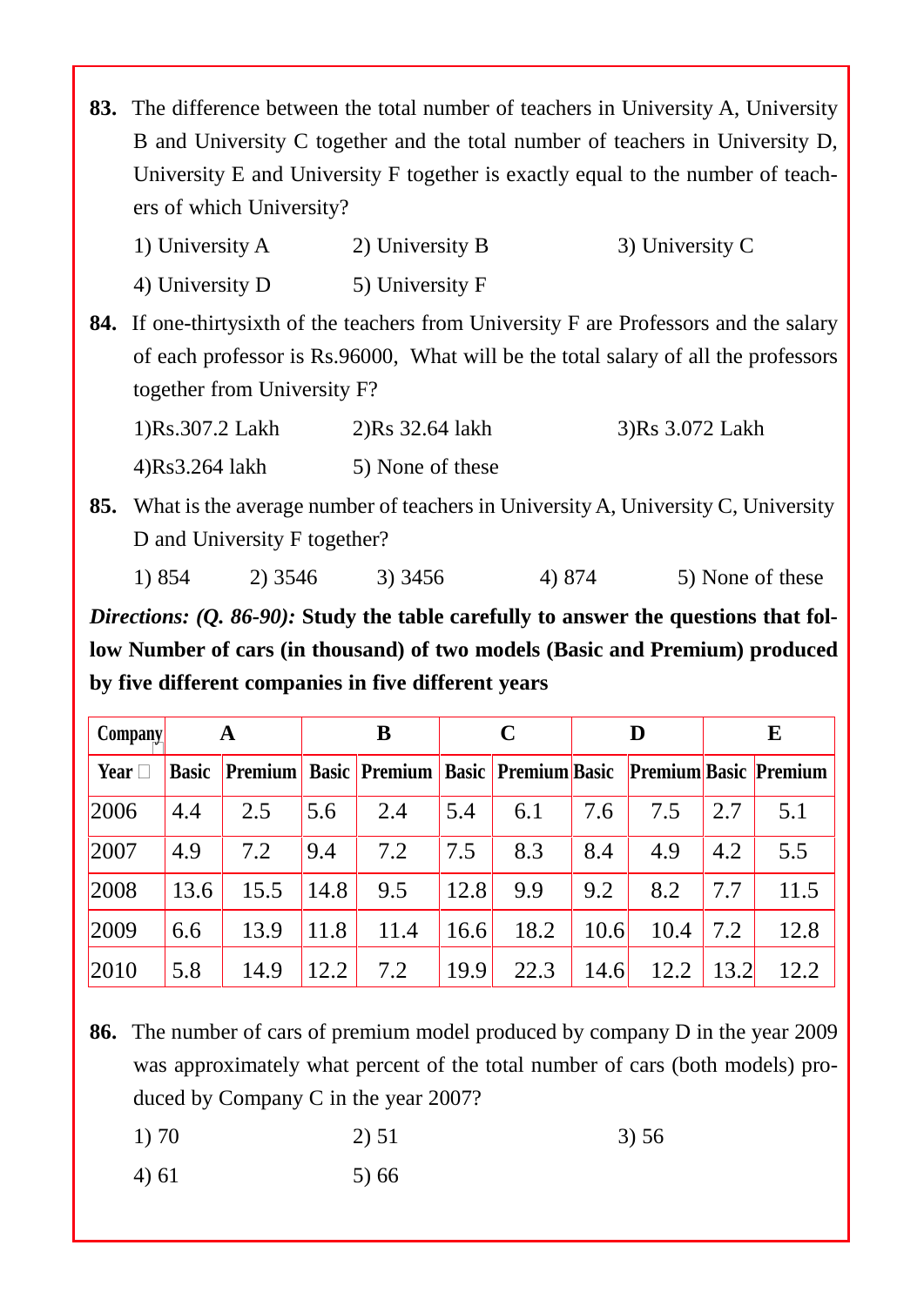**83.** The difference between the total number of teachers in University A, University B and University C together and the total number of teachers in University D, University E and University F together is exactly equal to the number of teachers of which University?

1) University A  2) University B  3) University C

4) University D  5) University F

**84.** If one-thirtysixth of the teachers from University F are Professors and the salary of each professor is Rs.96000, What will be the total salary of all the professors together from University F?

1)Rs.307.2 Lakh  2)Rs 32.64 lakh  3)Rs 3.072 Lakh

4)Rs3.264 lakh  5) None of these

**85.** What is the average number of teachers in University A, University C, University D and University F together?

1) 854  2) 3546  3) 3456  4) 874  5) None of these

***Directions: (Q. 86-90):*** **Study the table carefully to answer the questions that follow Number of cars (in thousand) of two models (Basic and Premium) produced by five different companies in five different years**

| Company | A | | B | | C | | D | | E | |
|---|---|---|---|---|---|---|---|---|---|---|
| Year | Basic | Premium | Basic | Premium | Basic | Premium | Basic | Premium | Basic | Premium |
| 2006 | 4.4 | 2.5 | 5.6 | 2.4 | 5.4 | 6.1 | 7.6 | 7.5 | 2.7 | 5.1 |
| 2007 | 4.9 | 7.2 | 9.4 | 7.2 | 7.5 | 8.3 | 8.4 | 4.9 | 4.2 | 5.5 |
| 2008 | 13.6 | 15.5 | 14.8 | 9.5 | 12.8 | 9.9 | 9.2 | 8.2 | 7.7 | 11.5 |
| 2009 | 6.6 | 13.9 | 11.8 | 11.4 | 16.6 | 18.2 | 10.6 | 10.4 | 7.2 | 12.8 |
| 2010 | 5.8 | 14.9 | 12.2 | 7.2 | 19.9 | 22.3 | 14.6 | 12.2 | 13.2 | 12.2 |

**86.** The number of cars of premium model produced by company D in the year 2009 was approximately what percent of the total number of cars (both models) produced by Company C in the year 2007?

1) 70  2) 51  3) 56

4) 61  5) 66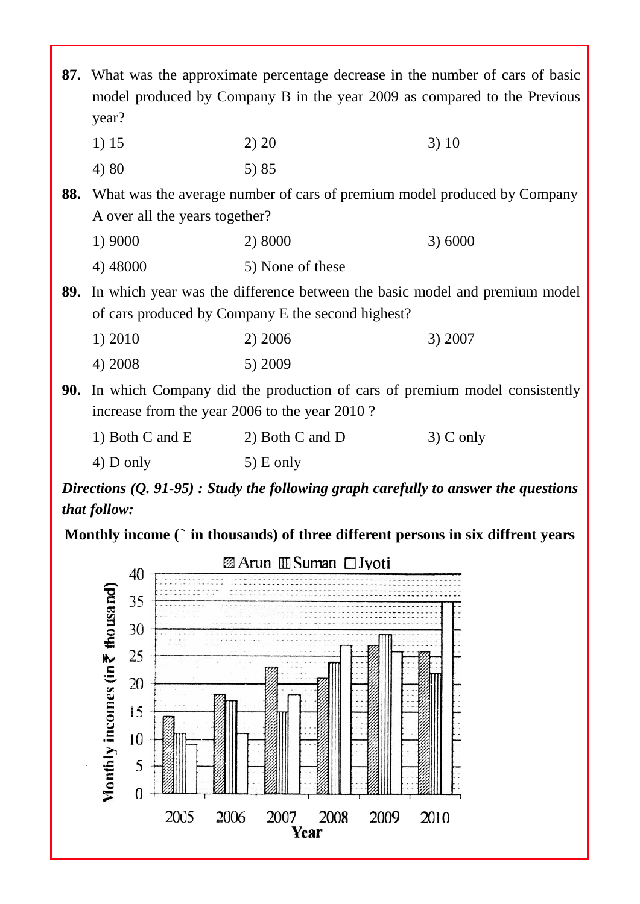**87.** What was the approximate percentage decrease in the number of cars of basic model produced by Company B in the year 2009 as compared to the Previous year?

1) 15  2) 20  3) 10

4) 80  5) 85

**88.** What was the average number of cars of premium model produced by Company A over all the years together?

1) 9000  2) 8000  3) 6000

4) 48000  5) None of these

**89.** In which year was the difference between the basic model and premium model of cars produced by Company E the second highest?

1) 2010  2) 2006  3) 2007

4) 2008  5) 2009

**90.** In which Company did the production of cars of premium model consistently increase from the year 2006 to the year 2010 ?

1) Both C and E  2) Both C and D  3) C only

4) D only  5) E only

***Directions (Q. 91-95) : Study the following graph carefully to answer the questions that follow:***

**Monthly income (` in thousands) of three different persons in six diffrent years**

| Year | Arun | Suman | Jyoti |
|---|---|---|---|
| 2005 | 14 | 11 | 9 |
| 2006 | 18 | 17 | 11 |
| 2007 | 23 | 15 | 18 |
| 2008 | 21 | 24 | 27 |
| 2009 | 27 | 29 | 26 |
| 2010 | 26 | 22 | 35 |

Y-axis: Monthly incomes (in ₹ thousand); X-axis: Year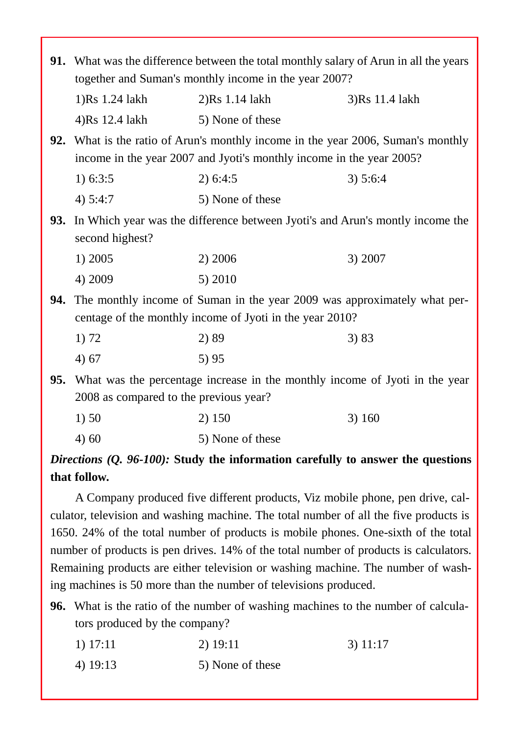**91.** What was the difference between the total monthly salary of Arun in all the years together and Suman's monthly income in the year 2007?

1)Rs 1.24 lakh  2)Rs 1.14 lakh  3)Rs 11.4 lakh

4)Rs 12.4 lakh  5) None of these

**92.** What is the ratio of Arun's monthly income in the year 2006, Suman's monthly income in the year 2007 and Jyoti's monthly income in the year 2005?

1) 6:3:5  2) 6:4:5  3) 5:6:4

4) 5:4:7  5) None of these

**93.** In Which year was the difference between Jyoti's and Arun's montly income the second highest?

1) 2005  2) 2006  3) 2007

4) 2009  5) 2010

**94.** The monthly income of Suman in the year 2009 was approximately what percentage of the monthly income of Jyoti in the year 2010?

1) 72  2) 89  3) 83

4) 67  5) 95

**95.** What was the percentage increase in the monthly income of Jyoti in the year 2008 as compared to the previous year?

1) 50  2) 150  3) 160

4) 60  5) None of these

***Directions (Q. 96-100):*** **Study the information carefully to answer the questions that follow.**

A Company produced five different products, Viz mobile phone, pen drive, calculator, television and washing machine. The total number of all the five products is 1650. 24% of the total number of products is mobile phones. One-sixth of the total number of products is pen drives. 14% of the total number of products is calculators. Remaining products are either television or washing machine. The number of washing machines is 50 more than the number of televisions produced.

**96.** What is the ratio of the number of washing machines to the number of calculators produced by the company?

1) 17:11  2) 19:11  3) 11:17

4) 19:13  5) None of these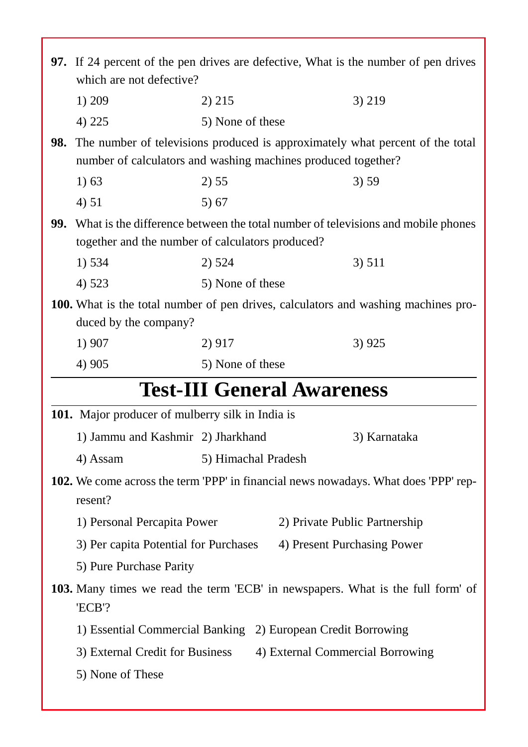**97.** If 24 percent of the pen drives are defective, What is the number of pen drives which are not defective?

1) 209 2) 215 3) 219

4) 225 5) None of these

**98.** The number of televisions produced is approximately what percent of the total number of calculators and washing machines produced together?

1) 63 2) 55 3) 59

4) 51 5) 67

**99.** What is the difference between the total number of televisions and mobile phones together and the number of calculators produced?

1) 534 2) 524 3) 511

4) 523 5) None of these

**100.** What is the total number of pen drives, calculators and washing machines produced by the company?

1) 907 2) 917 3) 925

4) 905 5) None of these

## Test-III General Awareness

**101.** Major producer of mulberry silk in India is

1) Jammu and Kashmir 2) Jharkhand 3) Karnataka

4) Assam 5) Himachal Pradesh

**102.** We come across the term 'PPP' in financial news nowadays. What does 'PPP' represent?

1) Personal Percapita Power 2) Private Public Partnership

3) Per capita Potential for Purchases 4) Present Purchasing Power

5) Pure Purchase Parity

**103.** Many times we read the term 'ECB' in newspapers. What is the full form' of 'ECB'?

1) Essential Commercial Banking 2) European Credit Borrowing

3) External Credit for Business 4) External Commercial Borrowing

5) None of These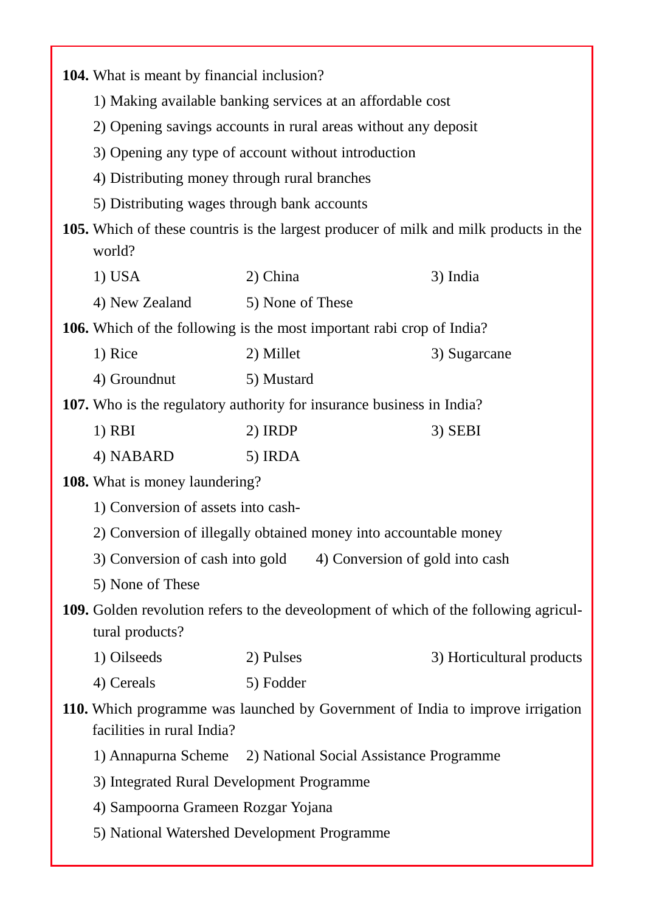**104.** What is meant by financial inclusion?

1) Making available banking services at an affordable cost

2) Opening savings accounts in rural areas without any deposit

3) Opening any type of account without introduction

4) Distributing money through rural branches

5) Distributing wages through bank accounts

**105.** Which of these countris is the largest producer of milk and milk products in the world?

1) USA　　2) China　　3) India

4) New Zealand　　5) None of These

**106.** Which of the following is the most important rabi crop of India?

1) Rice　　2) Millet　　3) Sugarcane

4) Groundnut　　5) Mustard

**107.** Who is the regulatory authority for insurance business in India?

1) RBI　　2) IRDP　　3) SEBI

4) NABARD　　5) IRDA

**108.** What is money laundering?

1) Conversion of assets into cash-

2) Conversion of illegally obtained money into accountable money

3) Conversion of cash into gold　　4) Conversion of gold into cash

5) None of These

**109.** Golden revolution refers to the deveolopment of which of the following agricultural products?

1) Oilseeds　　2) Pulses　　3) Horticultural products

4) Cereals　　5) Fodder

**110.** Which programme was launched by Government of India to improve irrigation facilities in rural India?

1) Annapurna Scheme　　2) National Social Assistance Programme

3) Integrated Rural Development Programme

4) Sampoorna Grameen Rozgar Yojana

5) National Watershed Development Programme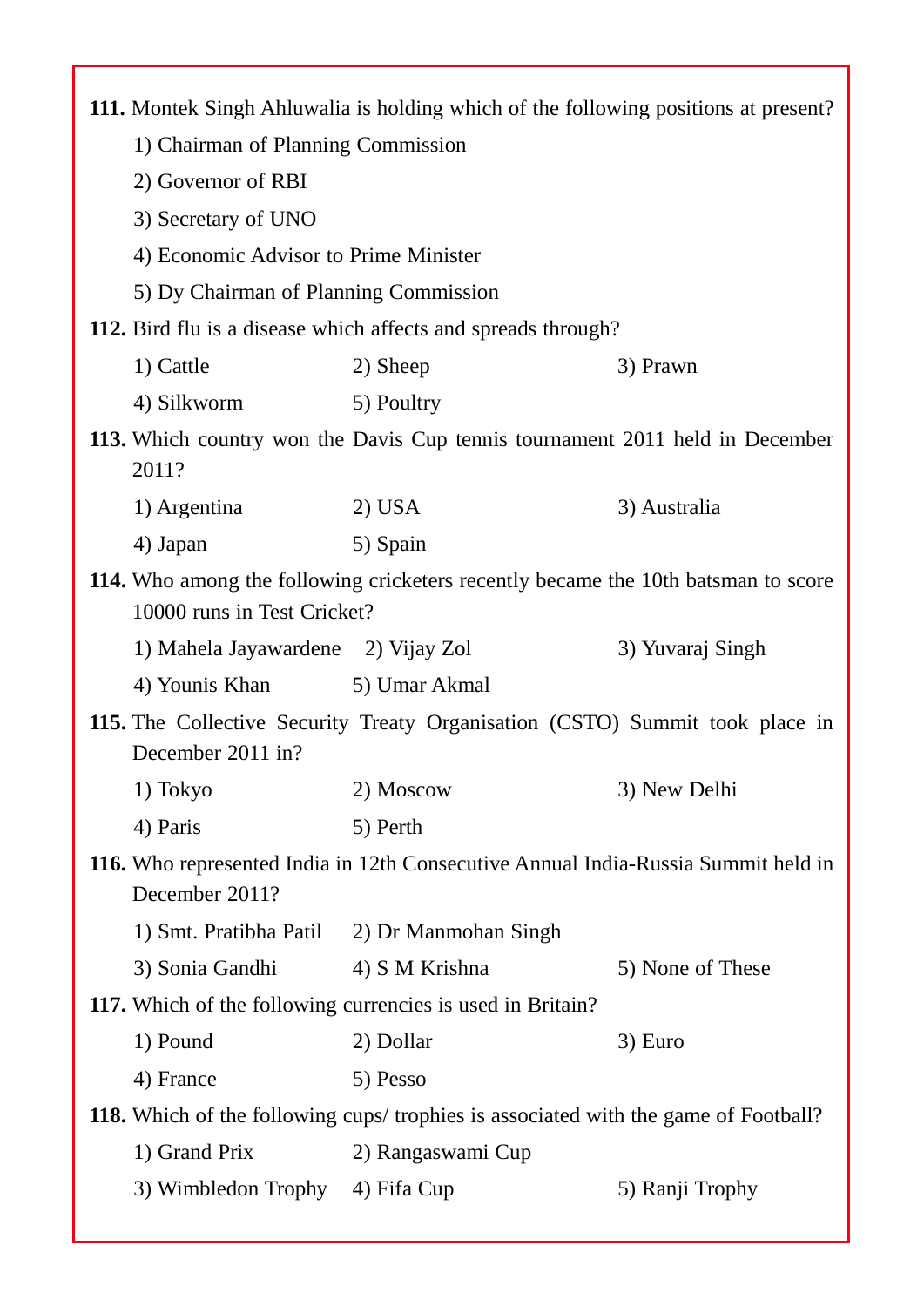**111.** Montek Singh Ahluwalia is holding which of the following positions at present?

1) Chairman of Planning Commission

2) Governor of RBI

3) Secretary of UNO

4) Economic Advisor to Prime Minister

5) Dy Chairman of Planning Commission

**112.** Bird flu is a disease which affects and spreads through?

1) Cattle 2) Sheep 3) Prawn

4) Silkworm 5) Poultry

**113.** Which country won the Davis Cup tennis tournament 2011 held in December 2011?

1) Argentina 2) USA 3) Australia

4) Japan 5) Spain

**114.** Who among the following cricketers recently became the 10th batsman to score 10000 runs in Test Cricket?

1) Mahela Jayawardene 2) Vijay Zol 3) Yuvaraj Singh

4) Younis Khan 5) Umar Akmal

**115.** The Collective Security Treaty Organisation (CSTO) Summit took place in December 2011 in?

1) Tokyo 2) Moscow 3) New Delhi

4) Paris 5) Perth

**116.** Who represented India in 12th Consecutive Annual India-Russia Summit held in December 2011?

1) Smt. Pratibha Patil 2) Dr Manmohan Singh

3) Sonia Gandhi 4) S M Krishna 5) None of These

**117.** Which of the following currencies is used in Britain?

1) Pound 2) Dollar 3) Euro

4) France 5) Pesso

**118.** Which of the following cups/ trophies is associated with the game of Football?

1) Grand Prix 2) Rangaswami Cup

3) Wimbledon Trophy 4) Fifa Cup 5) Ranji Trophy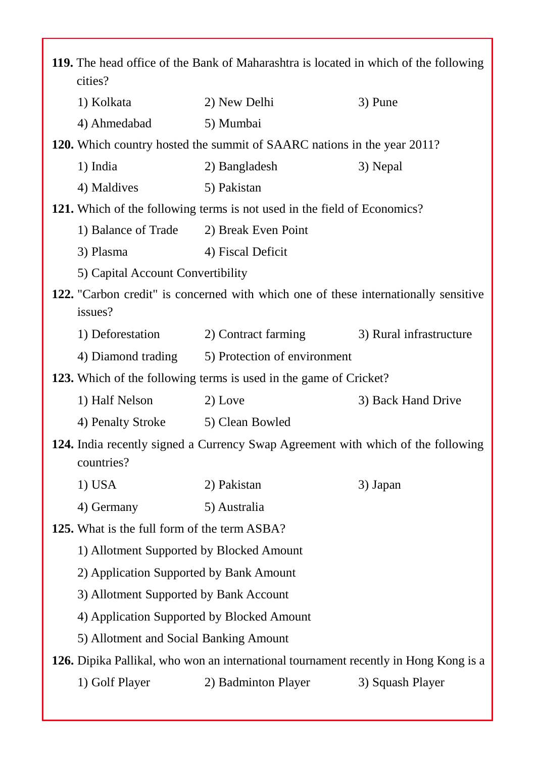**119.** The head office of the Bank of Maharashtra is located in which of the following cities?

1) Kolkata  2) New Delhi  3) Pune

4) Ahmedabad  5) Mumbai

**120.** Which country hosted the summit of SAARC nations in the year 2011?

1) India  2) Bangladesh  3) Nepal

4) Maldives  5) Pakistan

**121.** Which of the following terms is not used in the field of Economics?

1) Balance of Trade  2) Break Even Point

3) Plasma  4) Fiscal Deficit

5) Capital Account Convertibility

**122.** "Carbon credit" is concerned with which one of these internationally sensitive issues?

1) Deforestation  2) Contract farming  3) Rural infrastructure

4) Diamond trading  5) Protection of environment

**123.** Which of the following terms is used in the game of Cricket?

1) Half Nelson  2) Love  3) Back Hand Drive

4) Penalty Stroke  5) Clean Bowled

**124.** India recently signed a Currency Swap Agreement with which of the following countries?

1) USA  2) Pakistan  3) Japan

4) Germany  5) Australia

**125.** What is the full form of the term ASBA?

1) Allotment Supported by Blocked Amount

2) Application Supported by Bank Amount

3) Allotment Supported by Bank Account

4) Application Supported by Blocked Amount

5) Allotment and Social Banking Amount

**126.** Dipika Pallikal, who won an international tournament recently in Hong Kong is a

1) Golf Player  2) Badminton Player  3) Squash Player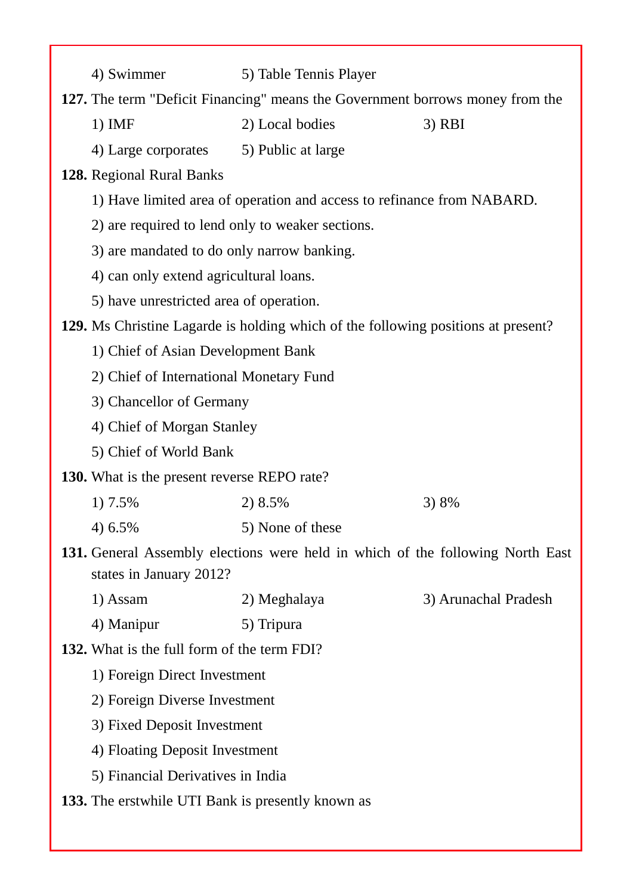4) Swimmer    5) Table Tennis Player

**127.** The term "Deficit Financing" means the Government borrows money from the

1) IMF    2) Local bodies    3) RBI

4) Large corporates    5) Public at large

**128.** Regional Rural Banks

1) Have limited area of operation and access to refinance from NABARD.

2) are required to lend only to weaker sections.

3) are mandated to do only narrow banking.

4) can only extend agricultural loans.

5) have unrestricted area of operation.

**129.** Ms Christine Lagarde is holding which of the following positions at present?

1) Chief of Asian Development Bank

2) Chief of International Monetary Fund

3) Chancellor of Germany

4) Chief of Morgan Stanley

5) Chief of World Bank

**130.** What is the present reverse REPO rate?

1) 7.5%    2) 8.5%    3) 8%

4) 6.5%    5) None of these

**131.** General Assembly elections were held in which of the following North East states in January 2012?

1) Assam    2) Meghalaya    3) Arunachal Pradesh

4) Manipur    5) Tripura

**132.** What is the full form of the term FDI?

1) Foreign Direct Investment

2) Foreign Diverse Investment

3) Fixed Deposit Investment

4) Floating Deposit Investment

5) Financial Derivatives in India

**133.** The erstwhile UTI Bank is presently known as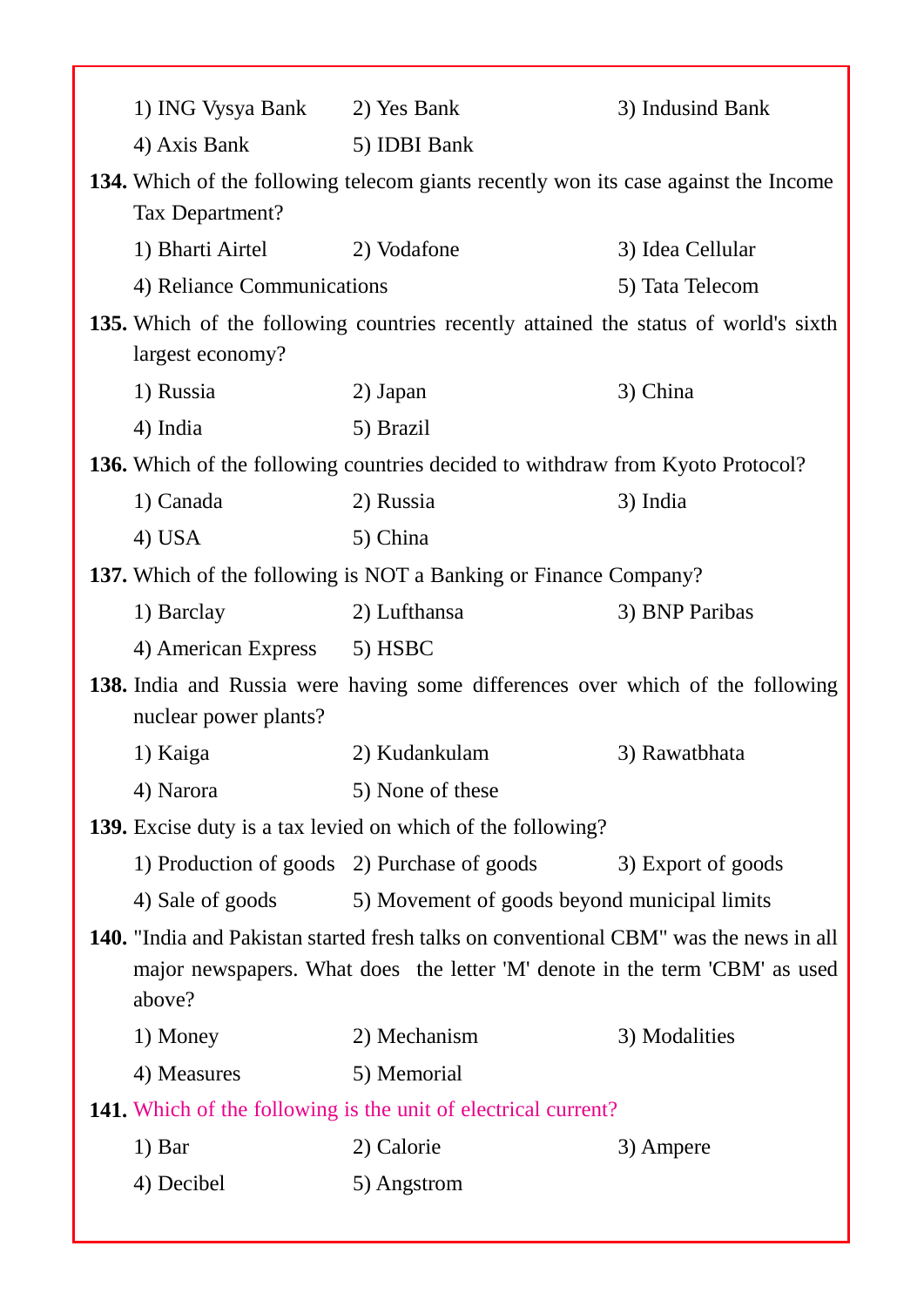1) ING Vysya Bank 2) Yes Bank 3) Indusind Bank
4) Axis Bank 5) IDBI Bank

**134.** Which of the following telecom giants recently won its case against the Income Tax Department?

1) Bharti Airtel 2) Vodafone 3) Idea Cellular
4) Reliance Communications 5) Tata Telecom

**135.** Which of the following countries recently attained the status of world's sixth largest economy?

1) Russia 2) Japan 3) China
4) India 5) Brazil

**136.** Which of the following countries decided to withdraw from Kyoto Protocol?

1) Canada 2) Russia 3) India
4) USA 5) China

**137.** Which of the following is NOT a Banking or Finance Company?

1) Barclay 2) Lufthansa 3) BNP Paribas
4) American Express 5) HSBC

**138.** India and Russia were having some differences over which of the following nuclear power plants?

1) Kaiga 2) Kudankulam 3) Rawatbhata
4) Narora 5) None of these

**139.** Excise duty is a tax levied on which of the following?

1) Production of goods 2) Purchase of goods 3) Export of goods
4) Sale of goods 5) Movement of goods beyond municipal limits

**140.** "India and Pakistan started fresh talks on conventional CBM" was the news in all major newspapers. What does the letter 'M' denote in the term 'CBM' as used above?

1) Money 2) Mechanism 3) Modalities
4) Measures 5) Memorial

**141.** Which of the following is the unit of electrical current?

1) Bar 2) Calorie 3) Ampere
4) Decibel 5) Angstrom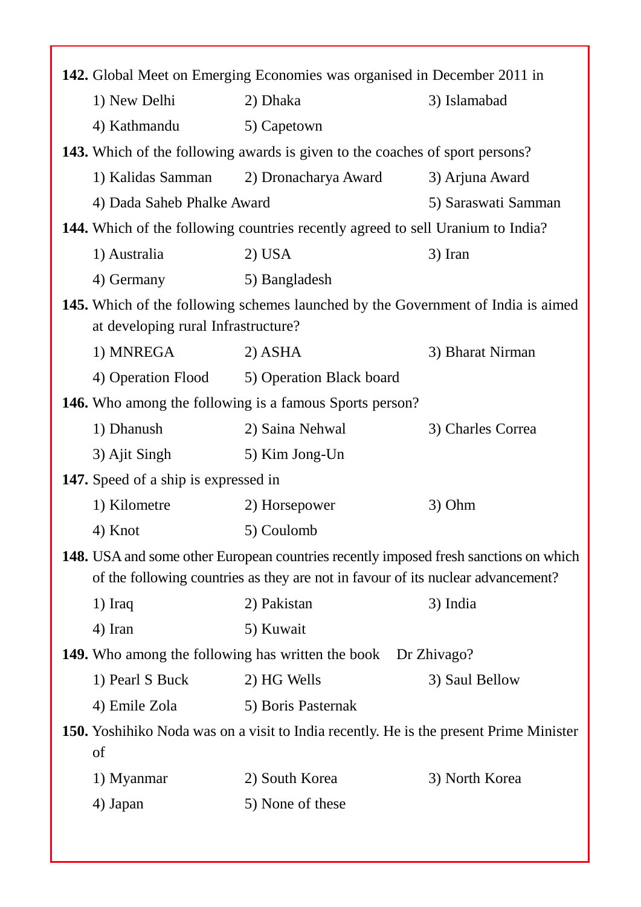**142.** Global Meet on Emerging Economies was organised in December 2011 in

1) New Delhi 2) Dhaka 3) Islamabad

4) Kathmandu 5) Capetown

**143.** Which of the following awards is given to the coaches of sport persons?

1) Kalidas Samman 2) Dronacharya Award 3) Arjuna Award

4) Dada Saheb Phalke Award 5) Saraswati Samman

**144.** Which of the following countries recently agreed to sell Uranium to India?

1) Australia 2) USA 3) Iran

4) Germany 5) Bangladesh

**145.** Which of the following schemes launched by the Government of India is aimed at developing rural Infrastructure?

1) MNREGA 2) ASHA 3) Bharat Nirman

4) Operation Flood 5) Operation Black board

**146.** Who among the following is a famous Sports person?

1) Dhanush 2) Saina Nehwal 3) Charles Correa

3) Ajit Singh 5) Kim Jong-Un

**147.** Speed of a ship is expressed in

1) Kilometre 2) Horsepower 3) Ohm

4) Knot 5) Coulomb

**148.** USA and some other European countries recently imposed fresh sanctions on which of the following countries as they are not in favour of its nuclear advancement?

1) Iraq 2) Pakistan 3) India

4) Iran 5) Kuwait

**149.** Who among the following has written the book Dr Zhivago?

1) Pearl S Buck 2) HG Wells 3) Saul Bellow

4) Emile Zola 5) Boris Pasternak

**150.** Yoshihiko Noda was on a visit to India recently. He is the present Prime Minister of

1) Myanmar 2) South Korea 3) North Korea

4) Japan 5) None of these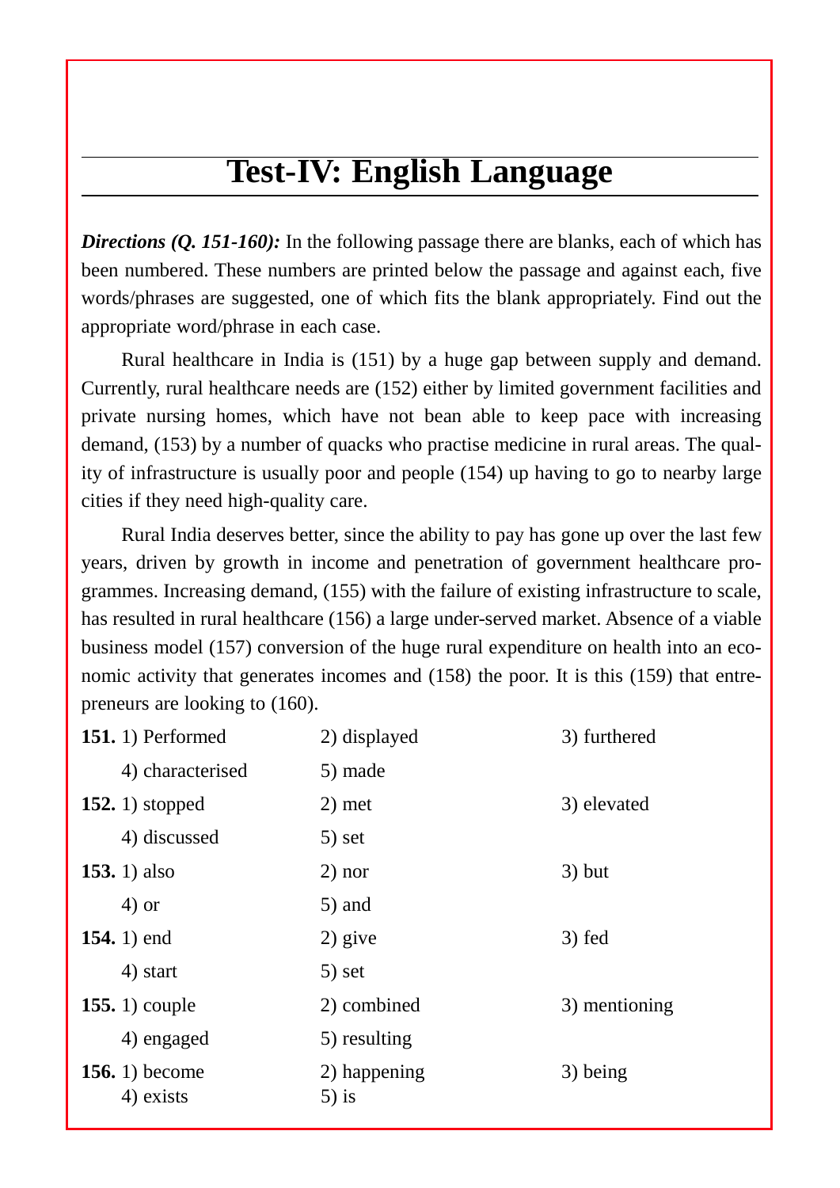# Test-IV: English Language

***Directions (Q. 151-160):*** In the following passage there are blanks, each of which has been numbered. These numbers are printed below the passage and against each, five words/phrases are suggested, one of which fits the blank appropriately. Find out the appropriate word/phrase in each case.

Rural healthcare in India is (151) by a huge gap between supply and demand. Currently, rural healthcare needs are (152) either by limited government facilities and private nursing homes, which have not bean able to keep pace with increasing demand, (153) by a number of quacks who practise medicine in rural areas. The quality of infrastructure is usually poor and people (154) up having to go to nearby large cities if they need high-quality care.

Rural India deserves better, since the ability to pay has gone up over the last few years, driven by growth in income and penetration of government healthcare programmes. Increasing demand, (155) with the failure of existing infrastructure to scale, has resulted in rural healthcare (156) a large under-served market. Absence of a viable business model (157) conversion of the huge rural expenditure on health into an economic activity that generates incomes and (158) the poor. It is this (159) that entrepreneurs are looking to (160).

**151.** 1) Performed 2) displayed 3) furthered 4) characterised 5) made

**152.** 1) stopped 2) met 3) elevated 4) discussed 5) set

**153.** 1) also 2) nor 3) but 4) or 5) and

**154.** 1) end 2) give 3) fed 4) start 5) set

**155.** 1) couple 2) combined 3) mentioning 4) engaged 5) resulting

**156.** 1) become 2) happening 3) being 4) exists 5) is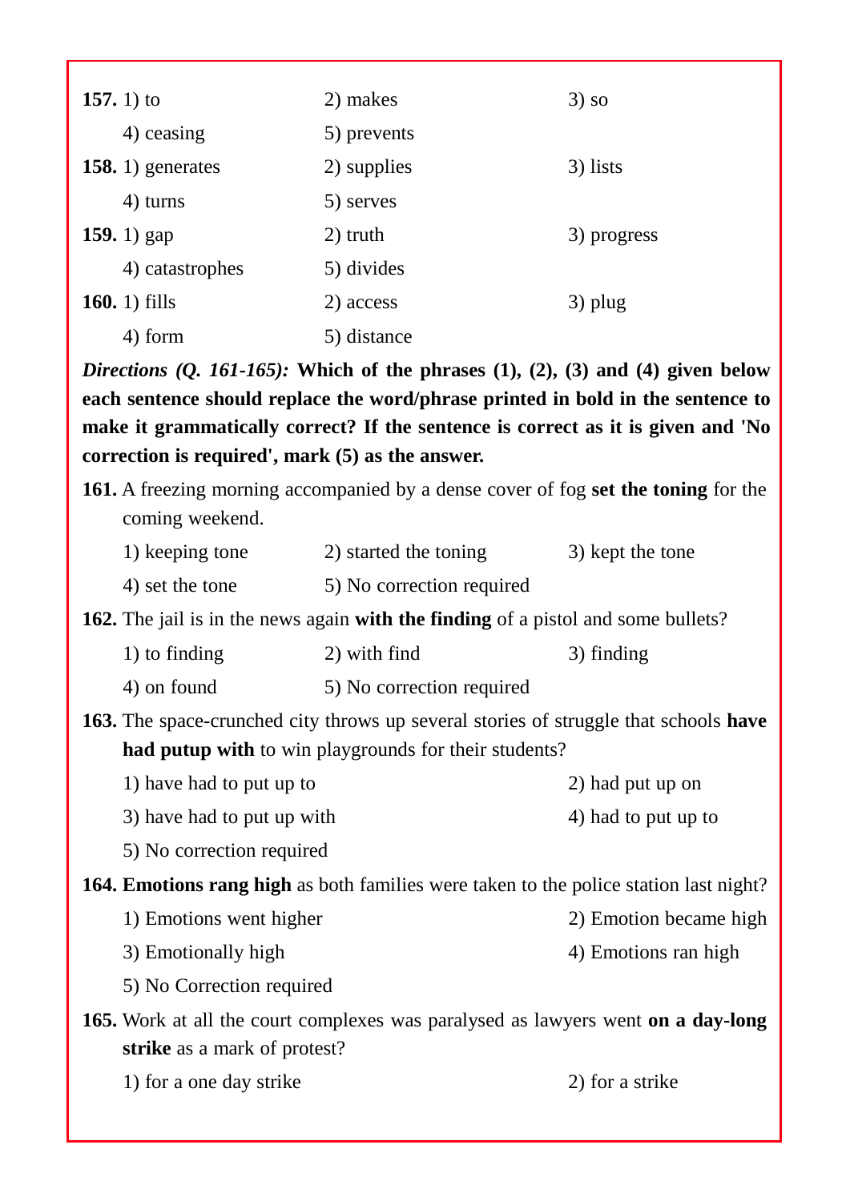**157.** 1) to  2) makes  3) so
 4) ceasing  5) prevents

**158.** 1) generates  2) supplies  3) lists
 4) turns  5) serves

**159.** 1) gap  2) truth  3) progress
 4) catastrophes  5) divides

**160.** 1) fills  2) access  3) plug
 4) form  5) distance

***Directions (Q. 161-165):*** **Which of the phrases (1), (2), (3) and (4) given below each sentence should replace the word/phrase printed in bold in the sentence to make it grammatically correct? If the sentence is correct as it is given and 'No correction is required', mark (5) as the answer.**

**161.** A freezing morning accompanied by a dense cover of fog **set the toning** for the coming weekend.
 1) keeping tone  2) started the toning  3) kept the tone
 4) set the tone  5) No correction required

**162.** The jail is in the news again **with the finding** of a pistol and some bullets?
 1) to finding  2) with find  3) finding
 4) on found  5) No correction required

**163.** The space-crunched city throws up several stories of struggle that schools **have had putup with** to win playgrounds for their students?
 1) have had to put up to  2) had put up on
 3) have had to put up with  4) had to put up to
 5) No correction required

**164. Emotions rang high** as both families were taken to the police station last night?
 1) Emotions went higher  2) Emotion became high
 3) Emotionally high  4) Emotions ran high
 5) No Correction required

**165.** Work at all the court complexes was paralysed as lawyers went **on a day-long strike** as a mark of protest?
 1) for a one day strike  2) for a strike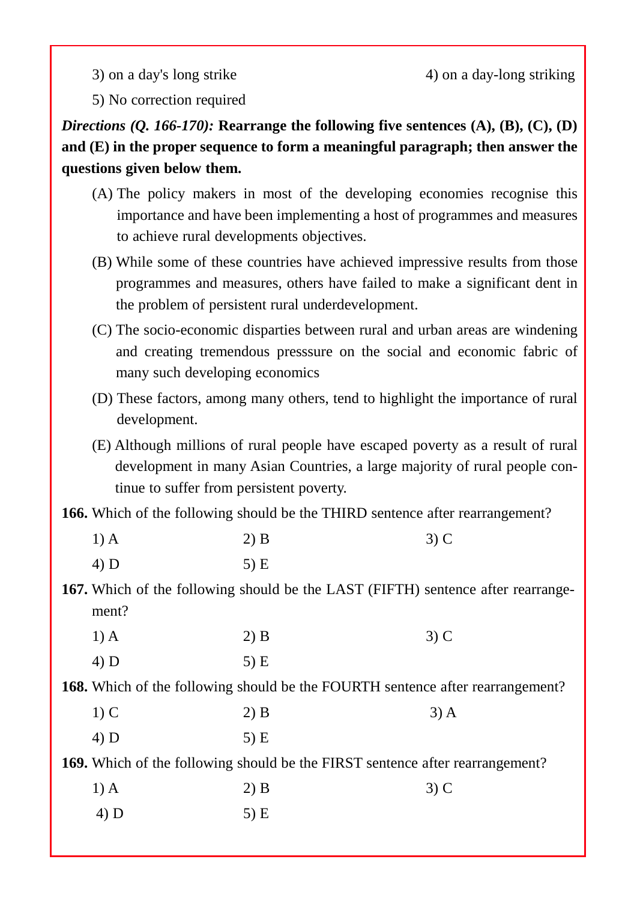3) on a day's long strike 4) on a day-long striking

5) No correction required

***Directions (Q. 166-170):*** **Rearrange the following five sentences (A), (B), (C), (D) and (E) in the proper sequence to form a meaningful paragraph; then answer the questions given below them.**

(A) The policy makers in most of the developing economies recognise this importance and have been implementing a host of programmes and measures to achieve rural developments objectives.

(B) While some of these countries have achieved impressive results from those programmes and measures, others have failed to make a significant dent in the problem of persistent rural underdevelopment.

(C) The socio-economic disparties between rural and urban areas are windening and creating tremendous presssure on the social and economic fabric of many such developing economics

(D) These factors, among many others, tend to highlight the importance of rural development.

(E) Although millions of rural people have escaped poverty as a result of rural development in many Asian Countries, a large majority of rural people continue to suffer from persistent poverty.

**166.** Which of the following should be the THIRD sentence after rearrangement?

1) A 2) B 3) C
4) D 5) E

**167.** Which of the following should be the LAST (FIFTH) sentence after rearrangement?

1) A 2) B 3) C
4) D 5) E

**168.** Which of the following should be the FOURTH sentence after rearrangement?

1) C 2) B 3) A
4) D 5) E

**169.** Which of the following should be the FIRST sentence after rearrangement?

1) A 2) B 3) C
4) D 5) E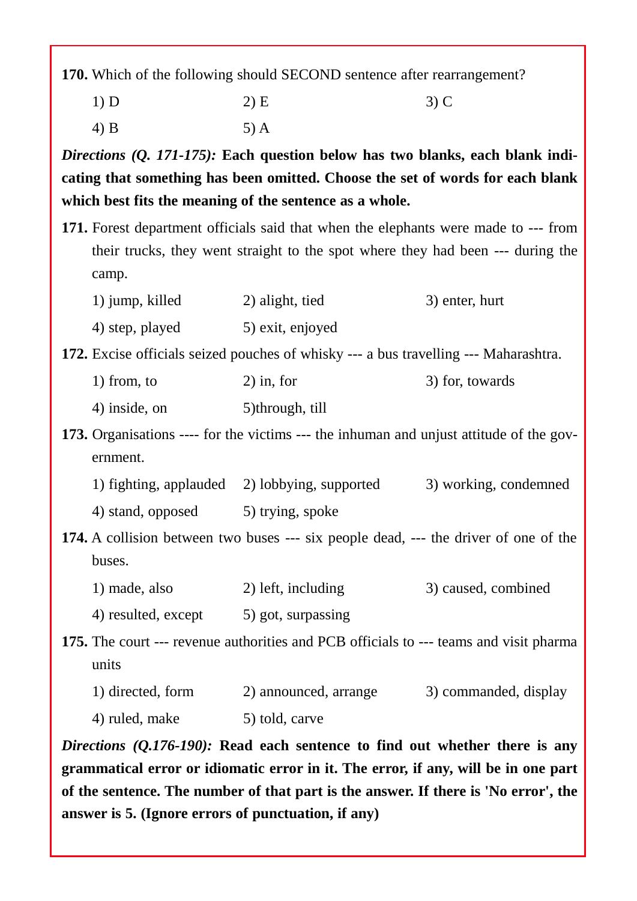**170.** Which of the following should SECOND sentence after rearrangement?

1) D  2) E  3) C

4) B  5) A

***Directions (Q. 171-175):*** **Each question below has two blanks, each blank indicating that something has been omitted. Choose the set of words for each blank which best fits the meaning of the sentence as a whole.**

**171.** Forest department officials said that when the elephants were made to --- from their trucks, they went straight to the spot where they had been --- during the camp.

1) jump, killed  2) alight, tied  3) enter, hurt

4) step, played  5) exit, enjoyed

**172.** Excise officials seized pouches of whisky --- a bus travelling --- Maharashtra.

1) from, to  2) in, for  3) for, towards

4) inside, on  5)through, till

**173.** Organisations ---- for the victims --- the inhuman and unjust attitude of the government.

1) fighting, applauded  2) lobbying, supported  3) working, condemned

4) stand, opposed  5) trying, spoke

**174.** A collision between two buses --- six people dead, --- the driver of one of the buses.

1) made, also  2) left, including  3) caused, combined

4) resulted, except  5) got, surpassing

**175.** The court --- revenue authorities and PCB officials to --- teams and visit pharma units

1) directed, form  2) announced, arrange  3) commanded, display

4) ruled, make  5) told, carve

***Directions (Q.176-190):*** **Read each sentence to find out whether there is any grammatical error or idiomatic error in it. The error, if any, will be in one part of the sentence. The number of that part is the answer. If there is 'No error', the answer is 5. (Ignore errors of punctuation, if any)**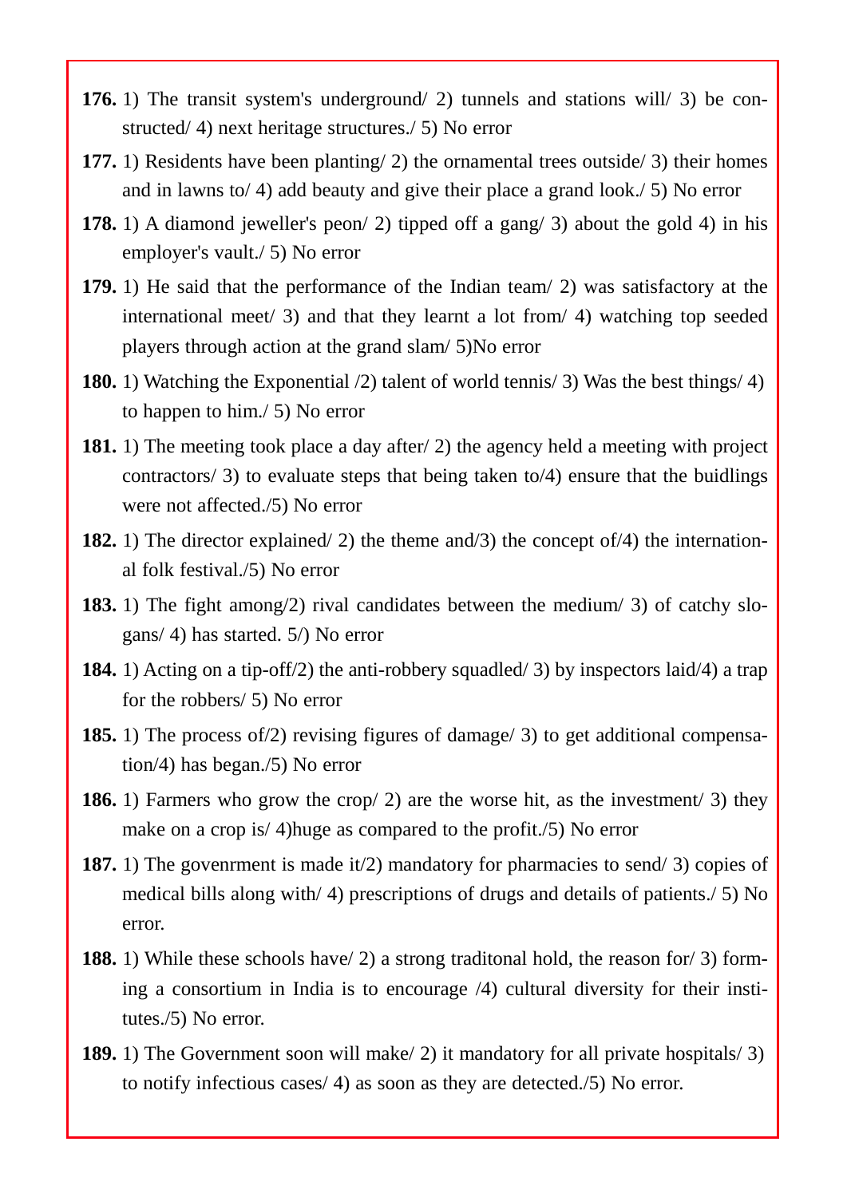**176.** 1) The transit system's underground/ 2) tunnels and stations will/ 3) be constructed/ 4) next heritage structures./ 5) No error

**177.** 1) Residents have been planting/ 2) the ornamental trees outside/ 3) their homes and in lawns to/ 4) add beauty and give their place a grand look./ 5) No error

**178.** 1) A diamond jeweller's peon/ 2) tipped off a gang/ 3) about the gold 4) in his employer's vault./ 5) No error

**179.** 1) He said that the performance of the Indian team/ 2) was satisfactory at the international meet/ 3) and that they learnt a lot from/ 4) watching top seeded players through action at the grand slam/ 5)No error

**180.** 1) Watching the Exponential /2) talent of world tennis/ 3) Was the best things/ 4) to happen to him./ 5) No error

**181.** 1) The meeting took place a day after/ 2) the agency held a meeting with project contractors/ 3) to evaluate steps that being taken to/4) ensure that the buidlings were not affected./5) No error

**182.** 1) The director explained/ 2) the theme and/3) the concept of/4) the international folk festival./5) No error

**183.** 1) The fight among/2) rival candidates between the medium/ 3) of catchy slogans/ 4) has started. 5/) No error

**184.** 1) Acting on a tip-off/2) the anti-robbery squadled/ 3) by inspectors laid/4) a trap for the robbers/ 5) No error

**185.** 1) The process of/2) revising figures of damage/ 3) to get additional compensation/4) has began./5) No error

**186.** 1) Farmers who grow the crop/ 2) are the worse hit, as the investment/ 3) they make on a crop is/ 4)huge as compared to the profit./5) No error

**187.** 1) The govenrment is made it/2) mandatory for pharmacies to send/ 3) copies of medical bills along with/ 4) prescriptions of drugs and details of patients./ 5) No error.

**188.** 1) While these schools have/ 2) a strong traditonal hold, the reason for/ 3) forming a consortium in India is to encourage /4) cultural diversity for their institutes./5) No error.

**189.** 1) The Government soon will make/ 2) it mandatory for all private hospitals/ 3) to notify infectious cases/ 4) as soon as they are detected./5) No error.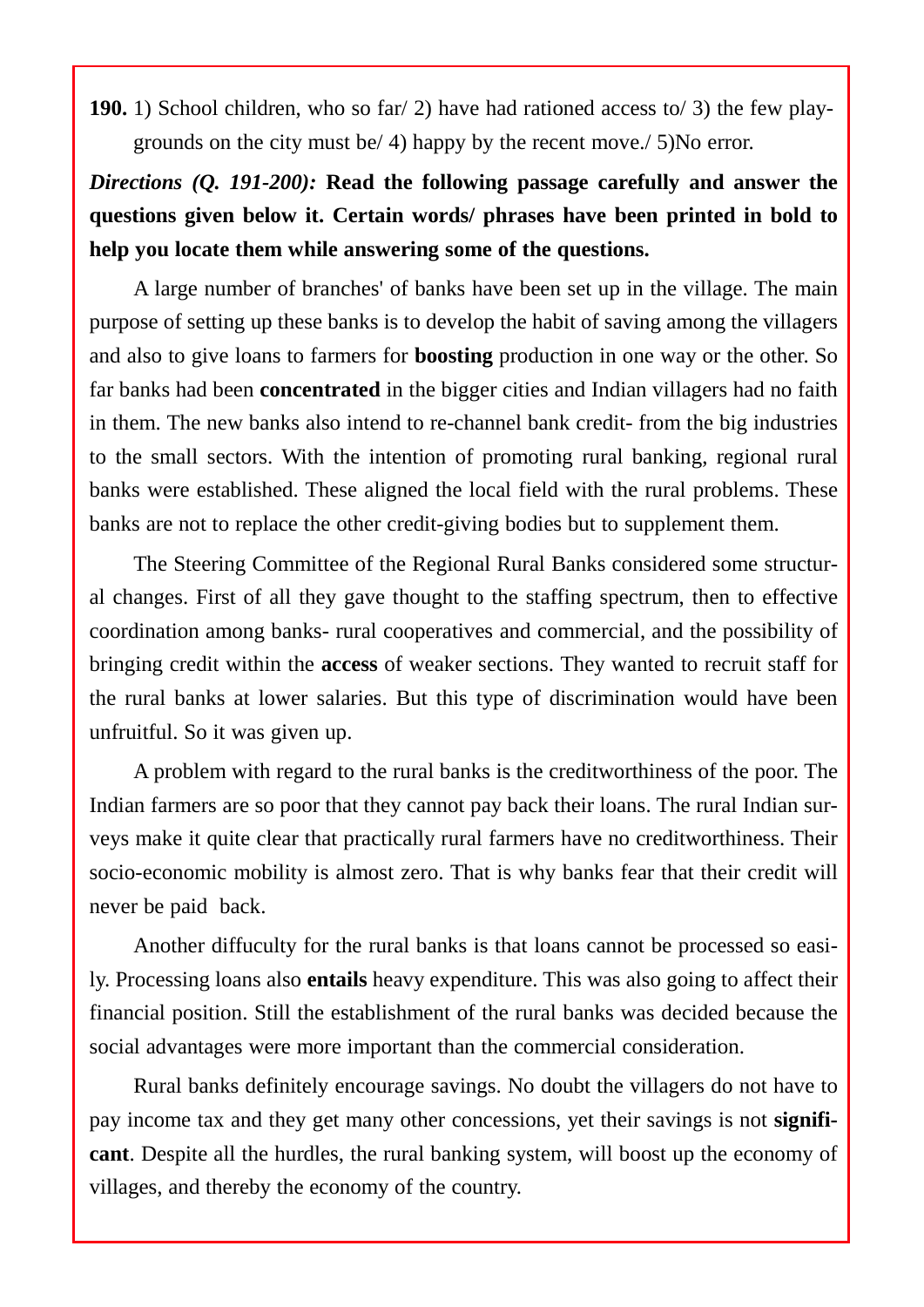**190.** 1) School children, who so far/ 2) have had rationed access to/ 3) the few play-grounds on the city must be/ 4) happy by the recent move./ 5)No error.

***Directions (Q. 191-200):*** **Read the following passage carefully and answer the questions given below it. Certain words/ phrases have been printed in bold to help you locate them while answering some of the questions.**

A large number of branches' of banks have been set up in the village. The main purpose of setting up these banks is to develop the habit of saving among the villagers and also to give loans to farmers for **boosting** production in one way or the other. So far banks had been **concentrated** in the bigger cities and Indian villagers had no faith in them. The new banks also intend to re-channel bank credit- from the big industries to the small sectors. With the intention of promoting rural banking, regional rural banks were established. These aligned the local field with the rural problems. These banks are not to replace the other credit-giving bodies but to supplement them.

The Steering Committee of the Regional Rural Banks considered some structural changes. First of all they gave thought to the staffing spectrum, then to effective coordination among banks- rural cooperatives and commercial, and the possibility of bringing credit within the **access** of weaker sections. They wanted to recruit staff for the rural banks at lower salaries. But this type of discrimination would have been unfruitful. So it was given up.

A problem with regard to the rural banks is the creditworthiness of the poor. The Indian farmers are so poor that they cannot pay back their loans. The rural Indian surveys make it quite clear that practically rural farmers have no creditworthiness. Their socio-economic mobility is almost zero. That is why banks fear that their credit will never be paid back.

Another diffuculty for the rural banks is that loans cannot be processed so easily. Processing loans also **entails** heavy expenditure. This was also going to affect their financial position. Still the establishment of the rural banks was decided because the social advantages were more important than the commercial consideration.

Rural banks definitely encourage savings. No doubt the villagers do not have to pay income tax and they get many other concessions, yet their savings is not **significant**. Despite all the hurdles, the rural banking system, will boost up the economy of villages, and thereby the economy of the country.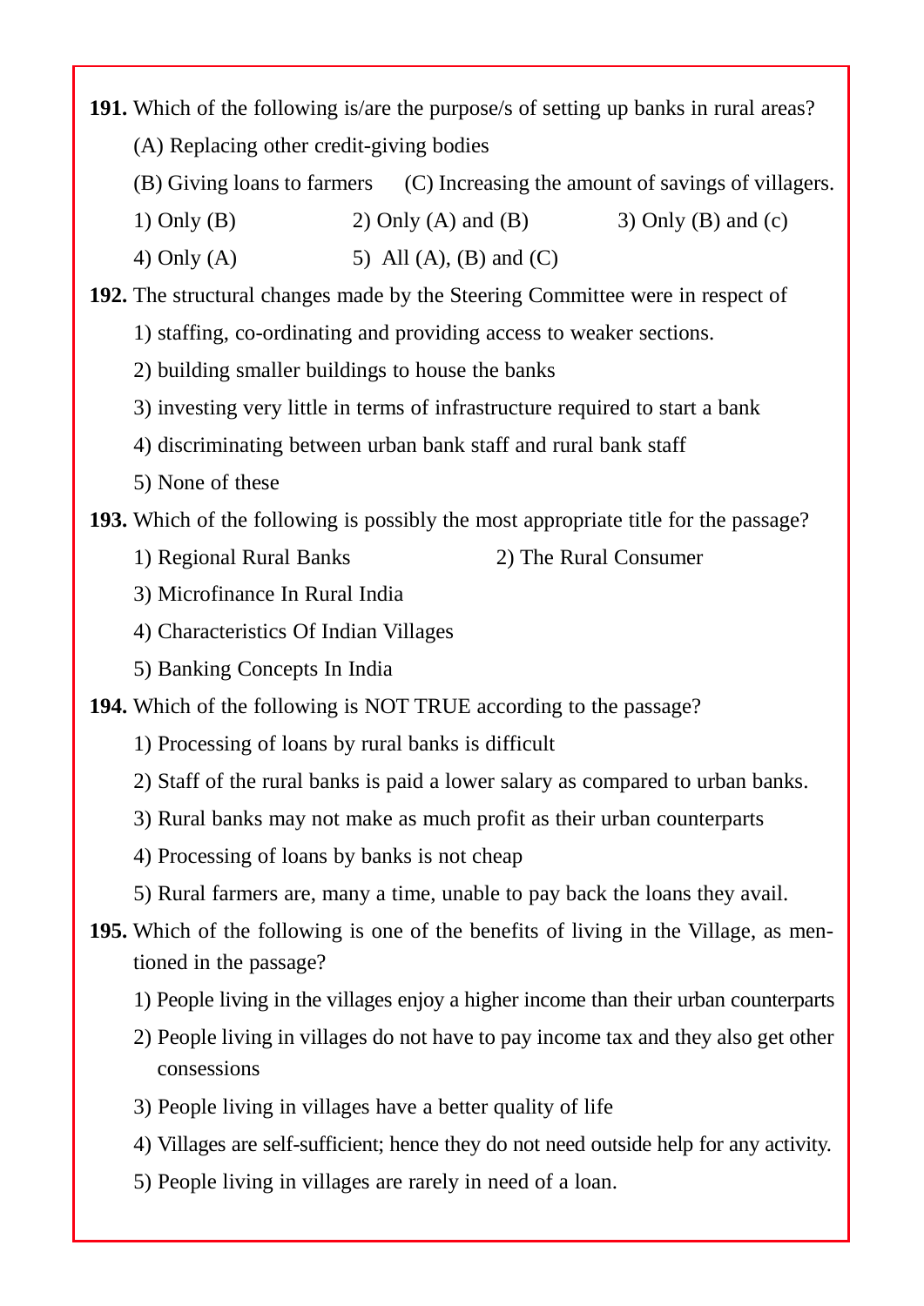**191.** Which of the following is/are the purpose/s of setting up banks in rural areas?

(A) Replacing other credit-giving bodies

(B) Giving loans to farmers (C) Increasing the amount of savings of villagers.

1) Only (B) 2) Only (A) and (B) 3) Only (B) and (c)

4) Only (A) 5) All (A), (B) and (C)

**192.** The structural changes made by the Steering Committee were in respect of

1) staffing, co-ordinating and providing access to weaker sections.

2) building smaller buildings to house the banks

3) investing very little in terms of infrastructure required to start a bank

4) discriminating between urban bank staff and rural bank staff

5) None of these

**193.** Which of the following is possibly the most appropriate title for the passage?

1) Regional Rural Banks 2) The Rural Consumer

3) Microfinance In Rural India

4) Characteristics Of Indian Villages

5) Banking Concepts In India

**194.** Which of the following is NOT TRUE according to the passage?

1) Processing of loans by rural banks is difficult

2) Staff of the rural banks is paid a lower salary as compared to urban banks.

3) Rural banks may not make as much profit as their urban counterparts

4) Processing of loans by banks is not cheap

5) Rural farmers are, many a time, unable to pay back the loans they avail.

**195.** Which of the following is one of the benefits of living in the Village, as mentioned in the passage?

1) People living in the villages enjoy a higher income than their urban counterparts

2) People living in villages do not have to pay income tax and they also get other consessions

3) People living in villages have a better quality of life

4) Villages are self-sufficient; hence they do not need outside help for any activity.

5) People living in villages are rarely in need of a loan.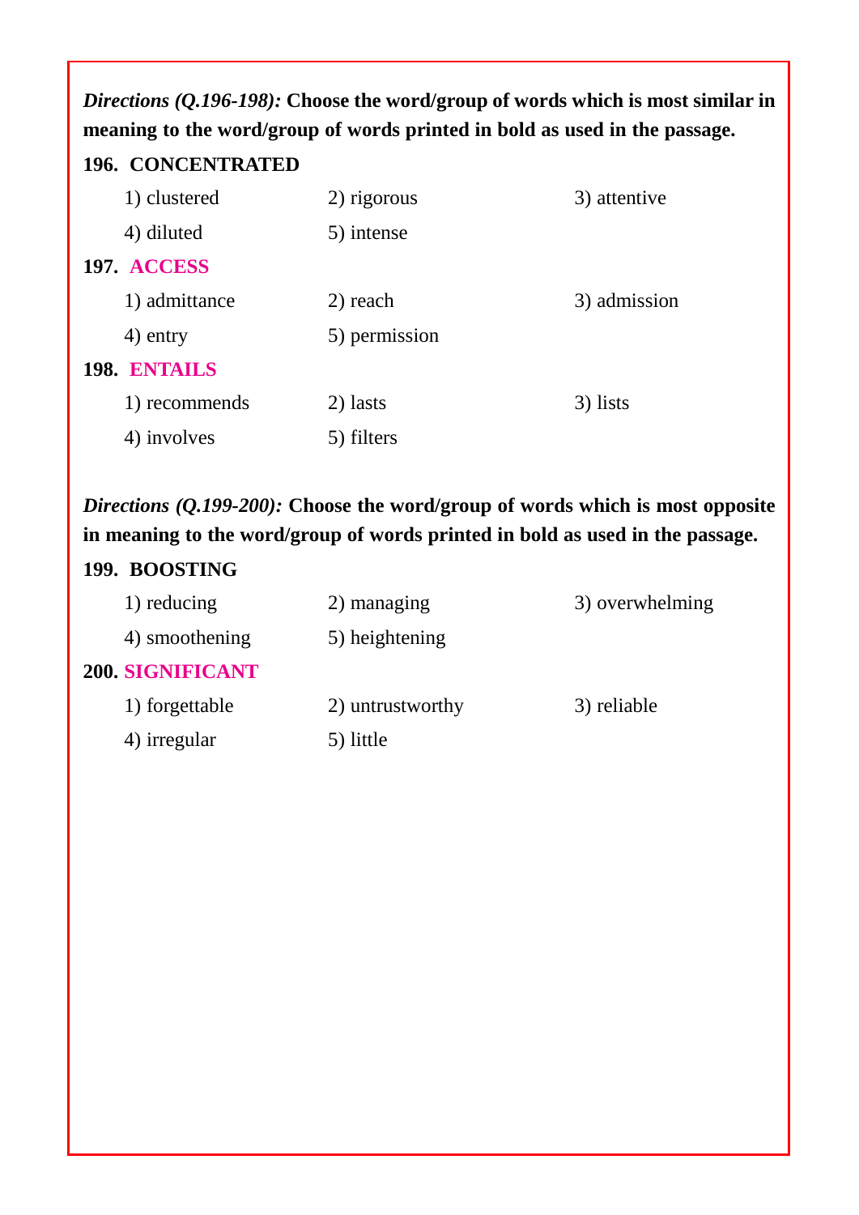***Directions (Q.196-198):*** **Choose the word/group of words which is most similar in meaning to the word/group of words printed in bold as used in the passage.**

**196. CONCENTRATED**

1) clustered
2) rigorous
3) attentive
4) diluted
5) intense

**197. ACCESS**

1) admittance
2) reach
3) admission
4) entry
5) permission

**198. ENTAILS**

1) recommends
2) lasts
3) lists
4) involves
5) filters

***Directions (Q.199-200):*** **Choose the word/group of words which is most opposite in meaning to the word/group of words printed in bold as used in the passage.**

**199. BOOSTING**

1) reducing
2) managing
3) overwhelming
4) smoothening
5) heightening

**200. SIGNIFICANT**

1) forgettable
2) untrustworthy
3) reliable
4) irregular
5) little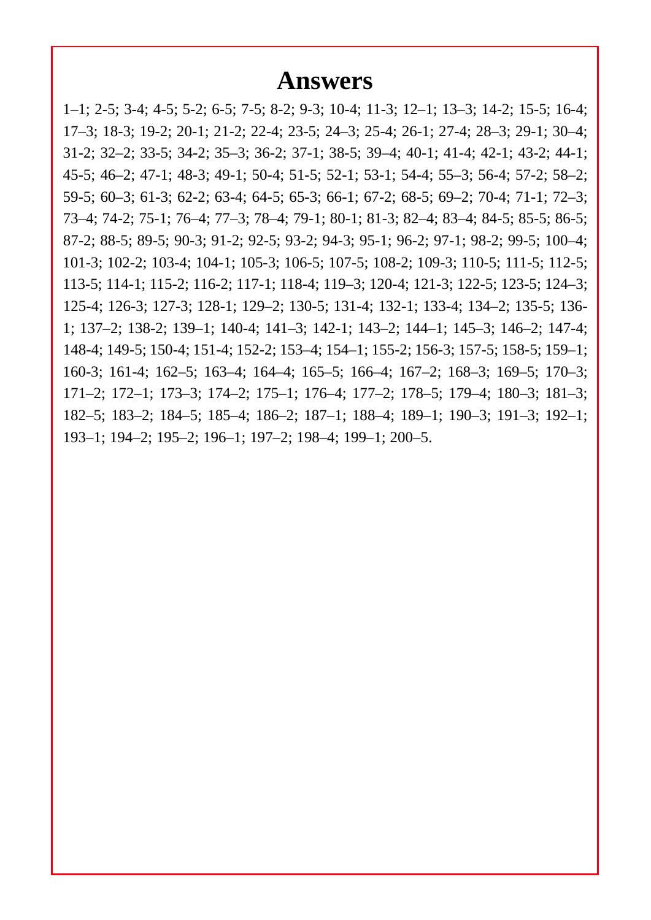# Answers

1–1; 2-5; 3-4; 4-5; 5-2; 6-5; 7-5; 8-2; 9-3; 10-4; 11-3; 12–1; 13–3; 14-2; 15-5; 16-4; 17–3; 18-3; 19-2; 20-1; 21-2; 22-4; 23-5; 24–3; 25-4; 26-1; 27-4; 28–3; 29-1; 30–4; 31-2; 32–2; 33-5; 34-2; 35–3; 36-2; 37-1; 38-5; 39–4; 40-1; 41-4; 42-1; 43-2; 44-1; 45-5; 46–2; 47-1; 48-3; 49-1; 50-4; 51-5; 52-1; 53-1; 54-4; 55–3; 56-4; 57-2; 58–2; 59-5; 60–3; 61-3; 62-2; 63-4; 64-5; 65-3; 66-1; 67-2; 68-5; 69–2; 70-4; 71-1; 72–3; 73–4; 74-2; 75-1; 76–4; 77–3; 78–4; 79-1; 80-1; 81-3; 82–4; 83–4; 84-5; 85-5; 86-5; 87-2; 88-5; 89-5; 90-3; 91-2; 92-5; 93-2; 94-3; 95-1; 96-2; 97-1; 98-2; 99-5; 100–4; 101-3; 102-2; 103-4; 104-1; 105-3; 106-5; 107-5; 108-2; 109-3; 110-5; 111-5; 112-5; 113-5; 114-1; 115-2; 116-2; 117-1; 118-4; 119–3; 120-4; 121-3; 122-5; 123-5; 124–3; 125-4; 126-3; 127-3; 128-1; 129–2; 130-5; 131-4; 132-1; 133-4; 134–2; 135-5; 136-1; 137–2; 138-2; 139–1; 140-4; 141–3; 142-1; 143–2; 144–1; 145–3; 146–2; 147-4; 148-4; 149-5; 150-4; 151-4; 152-2; 153–4; 154–1; 155-2; 156-3; 157-5; 158-5; 159–1; 160-3; 161-4; 162–5; 163–4; 164–4; 165–5; 166–4; 167–2; 168–3; 169–5; 170–3; 171–2; 172–1; 173–3; 174–2; 175–1; 176–4; 177–2; 178–5; 179–4; 180–3; 181–3; 182–5; 183–2; 184–5; 185–4; 186–2; 187–1; 188–4; 189–1; 190–3; 191–3; 192–1; 193–1; 194–2; 195–2; 196–1; 197–2; 198–4; 199–1; 200–5.